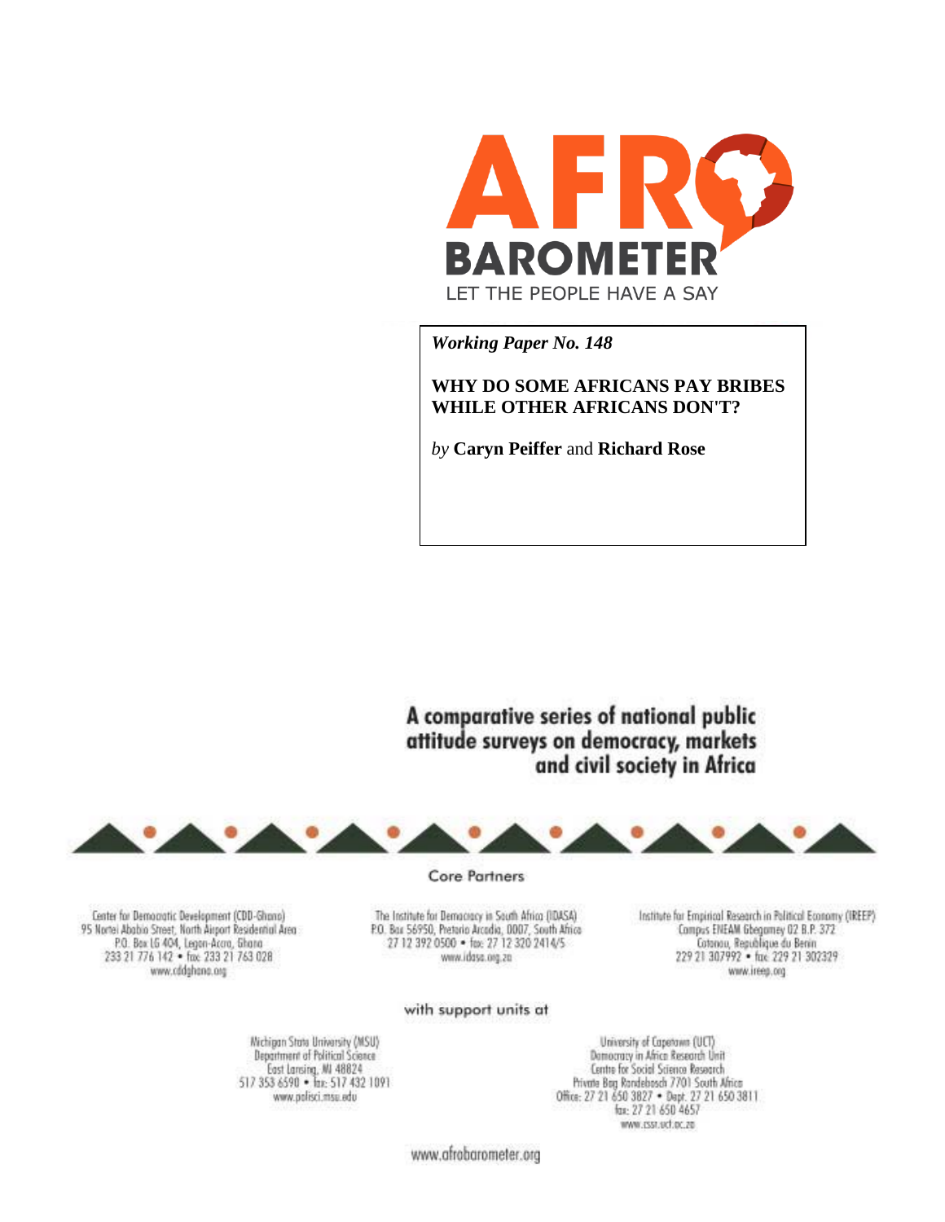AFRO BAROMETER

LET THE PEOPLE HAVE A SAY

*Working Paper No. 148*

**WHY DO SOME AFRICANS PAY BRIBES WHILE OTHER AFRICANS DON'T?**

*by* **Caryn Peiffer** and **Richard Rose**

A comparative series of national public attitude surveys on democracy, markets and civil society in Africa

Core Partners

Center for Democratic Development (CDD-Ghana)
95 Nortei Ababio Street, North Airport Residential Area
P.O. Box LG 404, Legon-Accra, Ghana
233 21 776 142 • fax: 233 21 763 028
www.cddghana.org

The Institute for Democracy in South Africa (IDASA)
P.O. Box 56950, Pretoria Arcadia, 0007, South Africa
27 12 392 0500 • fax: 27 12 320 2414/5
www.idasa.org.za

Institute for Empirical Research in Political Economy (IREEP)
Campus ENEAM Gbegamey 02 B.P. 372
Cotonou, Republique du Benin
229 21 307992 • fax: 229 21 302329
www.ireep.org

with support units at

Michigan State University (MSU)
Department of Political Science
East Lansing, MI 48824
517 353 6590 • fax: 517 432 1091
www.polisci.msu.edu

University of Capetown (UCT)
Democracy in Africa Research Unit
Centre for Social Science Research
Private Bag Rondebosch 7701 South Africa
Office: 27 21 650 3827 • Dept: 27 21 650 3811
fax: 27 21 650 4657
www.cssr.uct.ac.za

www.afrobarometer.org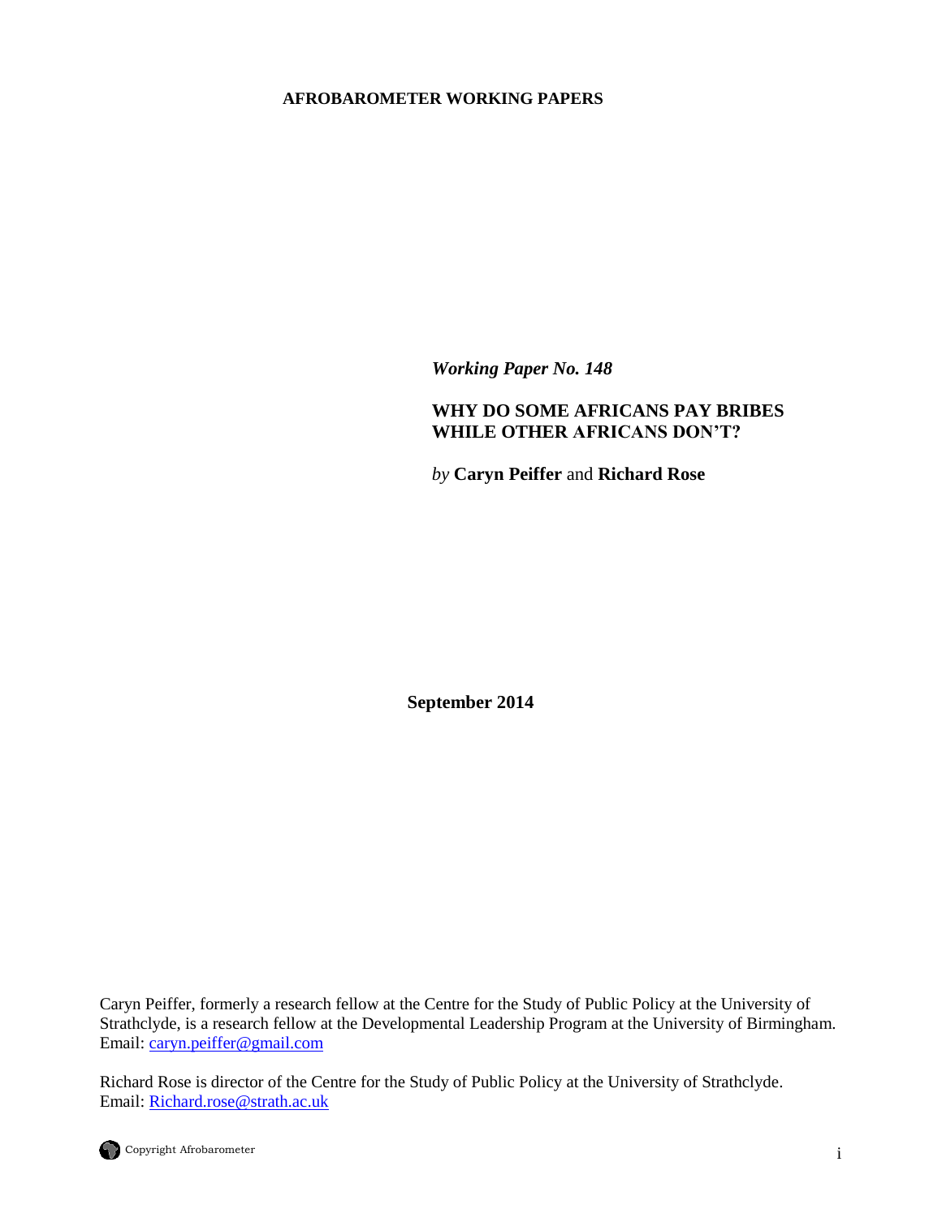**AFROBAROMETER WORKING PAPERS**

*Working Paper No. 148*

**WHY DO SOME AFRICANS PAY BRIBES WHILE OTHER AFRICANS DON'T?**

*by* **Caryn Peiffer** and **Richard Rose**

**September 2014**

Caryn Peiffer, formerly a research fellow at the Centre for the Study of Public Policy at the University of Strathclyde, is a research fellow at the Developmental Leadership Program at the University of Birmingham. Email: caryn.peiffer@gmail.com

Richard Rose is director of the Centre for the Study of Public Policy at the University of Strathclyde. Email: Richard.rose@strath.ac.uk

Copyright Afrobarometer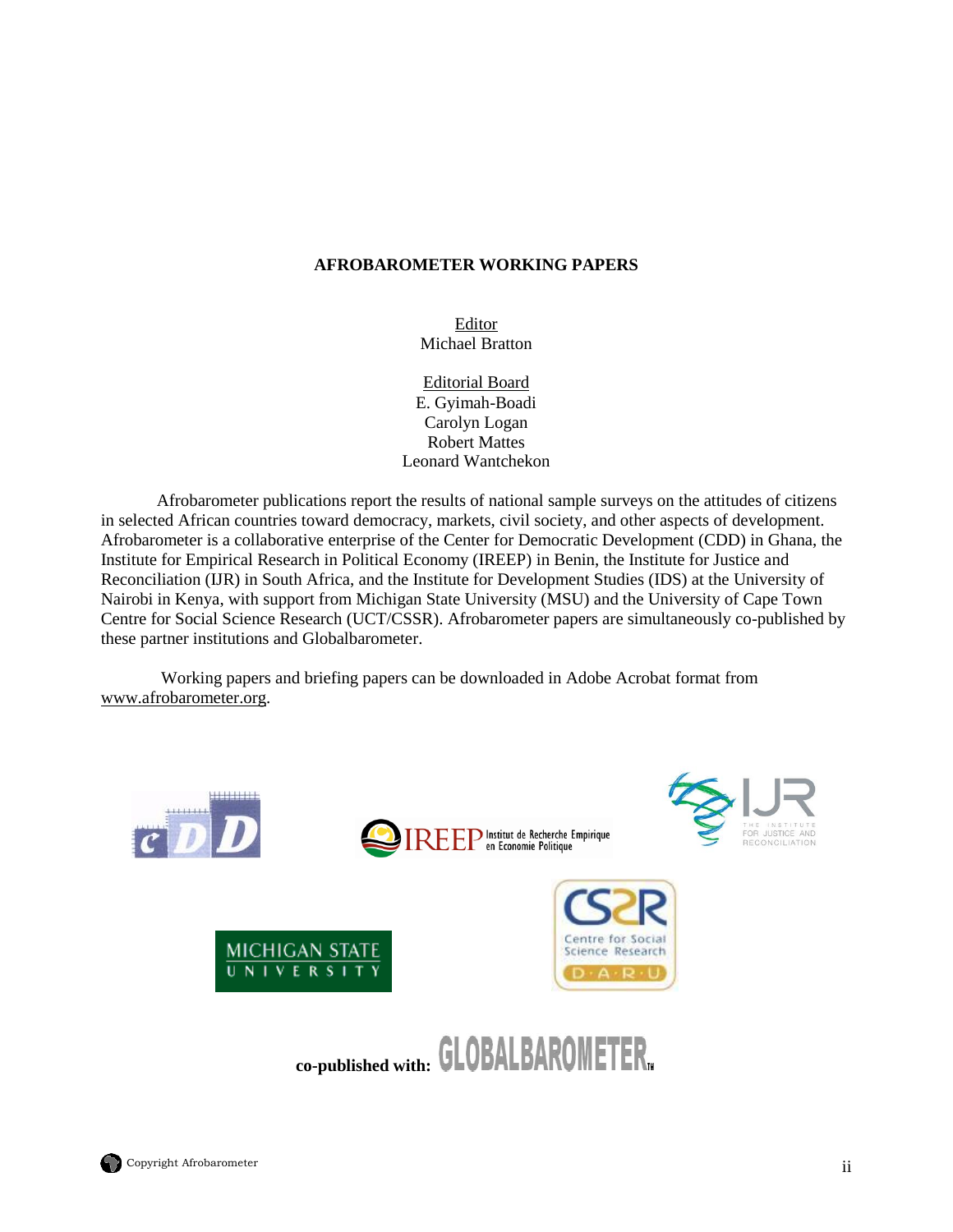**AFROBAROMETER WORKING PAPERS**

Editor
Michael Bratton

Editorial Board
E. Gyimah-Boadi
Carolyn Logan
Robert Mattes
Leonard Wantchekon

Afrobarometer publications report the results of national sample surveys on the attitudes of citizens in selected African countries toward democracy, markets, civil society, and other aspects of development. Afrobarometer is a collaborative enterprise of the Center for Democratic Development (CDD) in Ghana, the Institute for Empirical Research in Political Economy (IREEP) in Benin, the Institute for Justice and Reconciliation (IJR) in South Africa, and the Institute for Development Studies (IDS) at the University of Nairobi in Kenya, with support from Michigan State University (MSU) and the University of Cape Town Centre for Social Science Research (UCT/CSSR). Afrobarometer papers are simultaneously co-published by these partner institutions and Globalbarometer.

Working papers and briefing papers can be downloaded in Adobe Acrobat format from www.afrobarometer.org.

**co-published with:** GLOBALBAROMETER™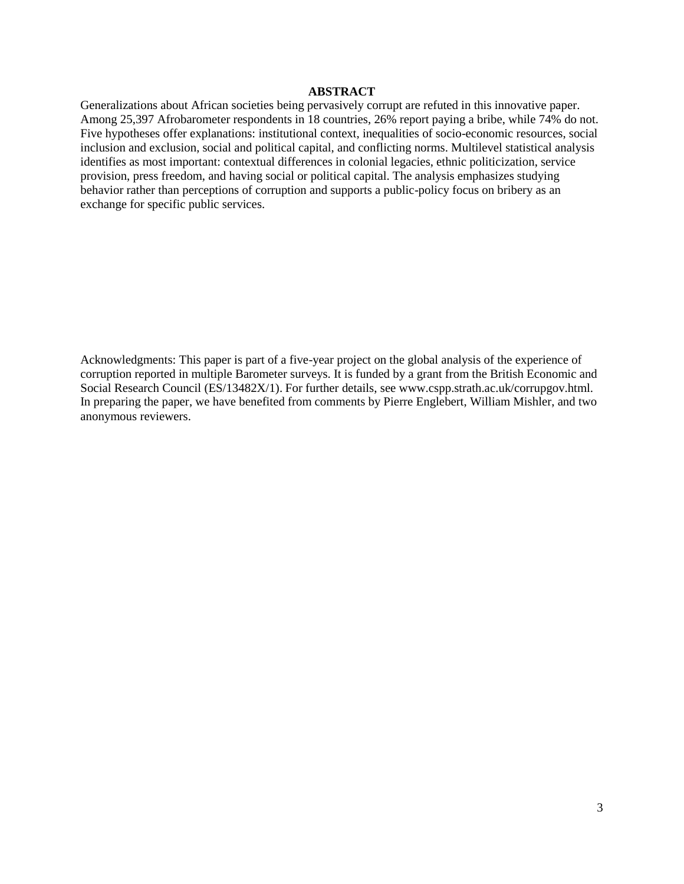## ABSTRACT

Generalizations about African societies being pervasively corrupt are refuted in this innovative paper. Among 25,397 Afrobarometer respondents in 18 countries, 26% report paying a bribe, while 74% do not. Five hypotheses offer explanations: institutional context, inequalities of socio-economic resources, social inclusion and exclusion, social and political capital, and conflicting norms. Multilevel statistical analysis identifies as most important: contextual differences in colonial legacies, ethnic politicization, service provision, press freedom, and having social or political capital. The analysis emphasizes studying behavior rather than perceptions of corruption and supports a public-policy focus on bribery as an exchange for specific public services.

Acknowledgments: This paper is part of a five-year project on the global analysis of the experience of corruption reported in multiple Barometer surveys. It is funded by a grant from the British Economic and Social Research Council (ES/13482X/1). For further details, see www.cspp.strath.ac.uk/corrupgov.html. In preparing the paper, we have benefited from comments by Pierre Englebert, William Mishler, and two anonymous reviewers.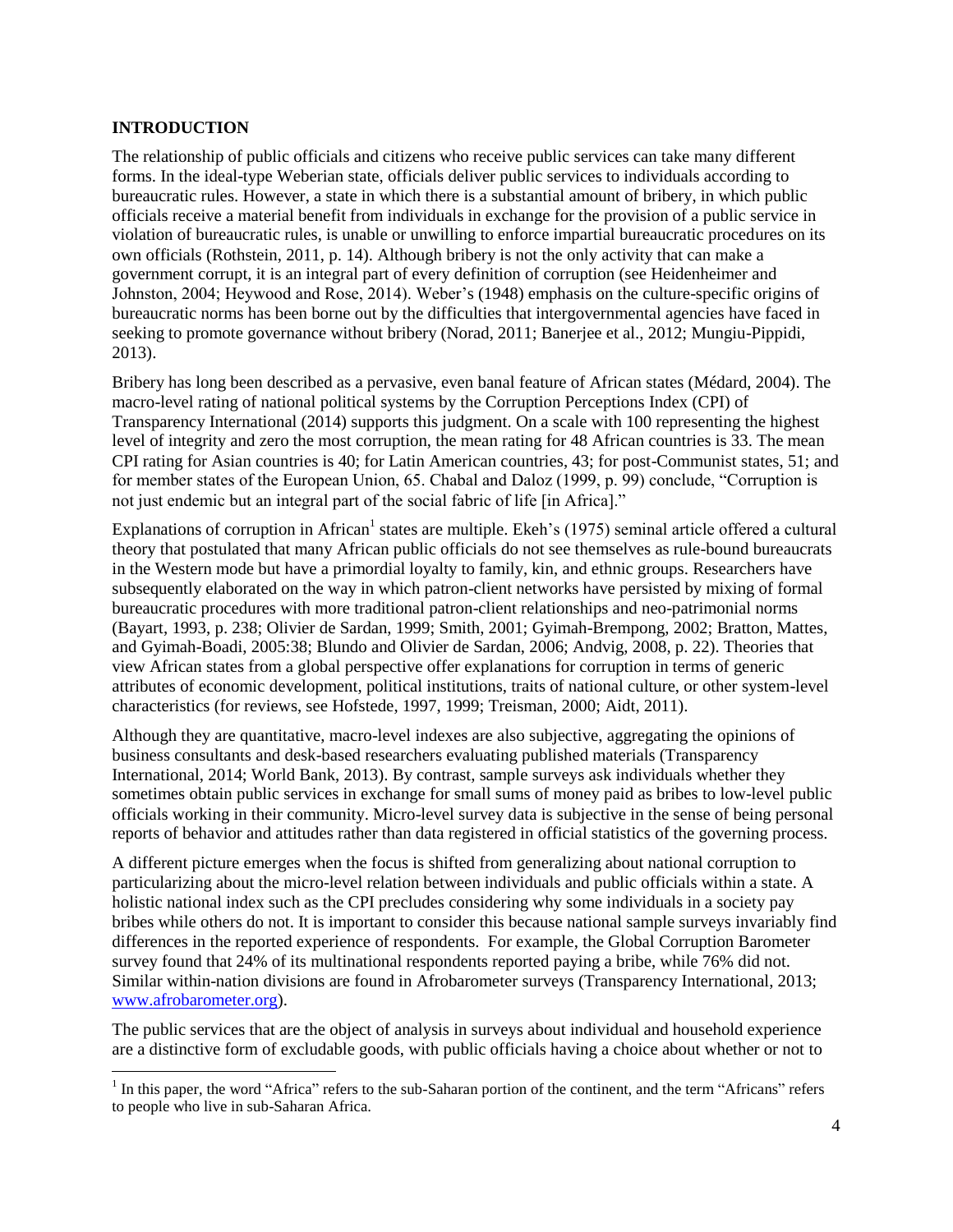## INTRODUCTION

The relationship of public officials and citizens who receive public services can take many different forms. In the ideal-type Weberian state, officials deliver public services to individuals according to bureaucratic rules. However, a state in which there is a substantial amount of bribery, in which public officials receive a material benefit from individuals in exchange for the provision of a public service in violation of bureaucratic rules, is unable or unwilling to enforce impartial bureaucratic procedures on its own officials (Rothstein, 2011, p. 14). Although bribery is not the only activity that can make a government corrupt, it is an integral part of every definition of corruption (see Heidenheimer and Johnston, 2004; Heywood and Rose, 2014). Weber's (1948) emphasis on the culture-specific origins of bureaucratic norms has been borne out by the difficulties that intergovernmental agencies have faced in seeking to promote governance without bribery (Norad, 2011; Banerjee et al., 2012; Mungiu-Pippidi, 2013).

Bribery has long been described as a pervasive, even banal feature of African states (Médard, 2004). The macro-level rating of national political systems by the Corruption Perceptions Index (CPI) of Transparency International (2014) supports this judgment. On a scale with 100 representing the highest level of integrity and zero the most corruption, the mean rating for 48 African countries is 33. The mean CPI rating for Asian countries is 40; for Latin American countries, 43; for post-Communist states, 51; and for member states of the European Union, 65. Chabal and Daloz (1999, p. 99) conclude, "Corruption is not just endemic but an integral part of the social fabric of life [in Africa]."

Explanations of corruption in African[1] states are multiple. Ekeh's (1975) seminal article offered a cultural theory that postulated that many African public officials do not see themselves as rule-bound bureaucrats in the Western mode but have a primordial loyalty to family, kin, and ethnic groups. Researchers have subsequently elaborated on the way in which patron-client networks have persisted by mixing of formal bureaucratic procedures with more traditional patron-client relationships and neo-patrimonial norms (Bayart, 1993, p. 238; Olivier de Sardan, 1999; Smith, 2001; Gyimah-Brempong, 2002; Bratton, Mattes, and Gyimah-Boadi, 2005:38; Blundo and Olivier de Sardan, 2006; Andvig, 2008, p. 22). Theories that view African states from a global perspective offer explanations for corruption in terms of generic attributes of economic development, political institutions, traits of national culture, or other system-level characteristics (for reviews, see Hofstede, 1997, 1999; Treisman, 2000; Aidt, 2011).

Although they are quantitative, macro-level indexes are also subjective, aggregating the opinions of business consultants and desk-based researchers evaluating published materials (Transparency International, 2014; World Bank, 2013). By contrast, sample surveys ask individuals whether they sometimes obtain public services in exchange for small sums of money paid as bribes to low-level public officials working in their community. Micro-level survey data is subjective in the sense of being personal reports of behavior and attitudes rather than data registered in official statistics of the governing process.

A different picture emerges when the focus is shifted from generalizing about national corruption to particularizing about the micro-level relation between individuals and public officials within a state. A holistic national index such as the CPI precludes considering why some individuals in a society pay bribes while others do not. It is important to consider this because national sample surveys invariably find differences in the reported experience of respondents. For example, the Global Corruption Barometer survey found that 24% of its multinational respondents reported paying a bribe, while 76% did not. Similar within-nation divisions are found in Afrobarometer surveys (Transparency International, 2013; www.afrobarometer.org).

The public services that are the object of analysis in surveys about individual and household experience are a distinctive form of excludable goods, with public officials having a choice about whether or not to

[1] In this paper, the word "Africa" refers to the sub-Saharan portion of the continent, and the term "Africans" refers to people who live in sub-Saharan Africa.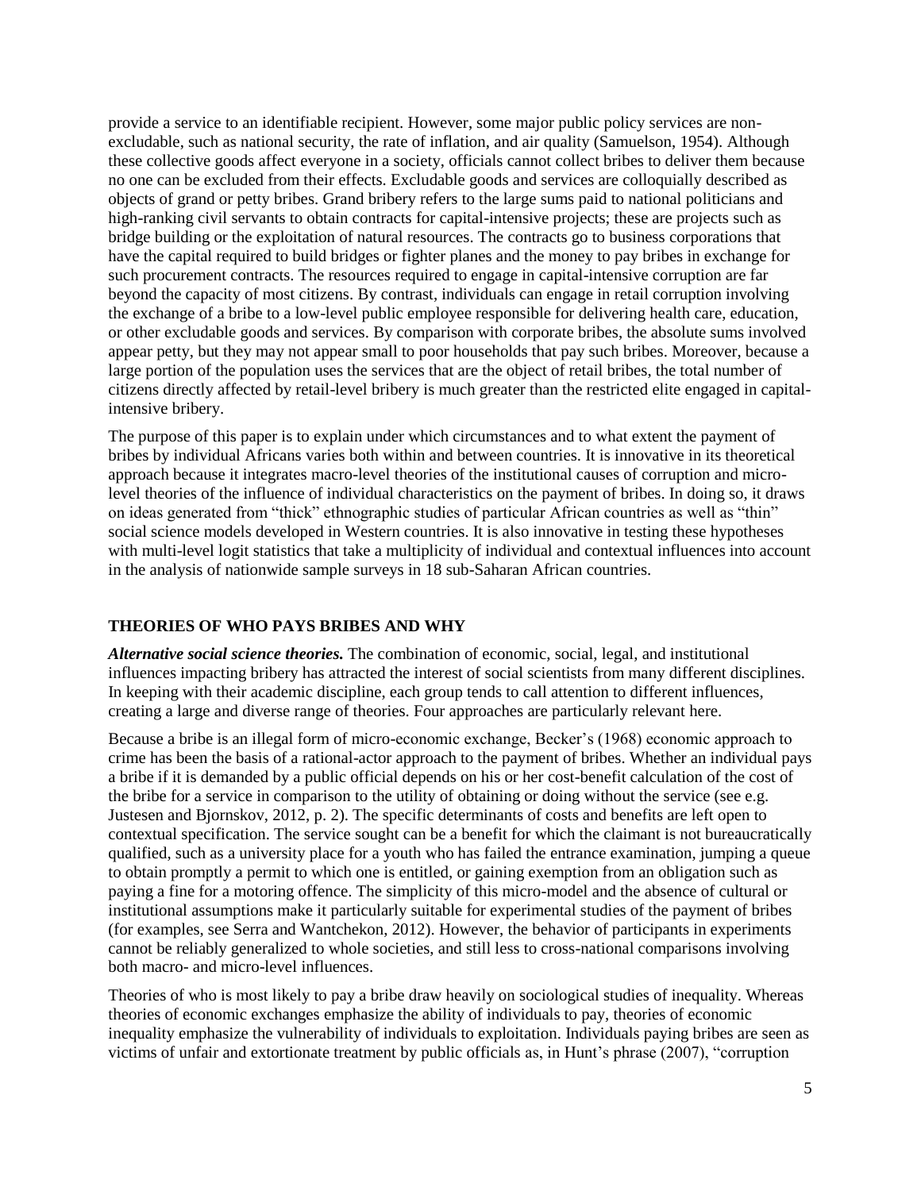provide a service to an identifiable recipient. However, some major public policy services are non-excludable, such as national security, the rate of inflation, and air quality (Samuelson, 1954). Although these collective goods affect everyone in a society, officials cannot collect bribes to deliver them because no one can be excluded from their effects. Excludable goods and services are colloquially described as objects of grand or petty bribes. Grand bribery refers to the large sums paid to national politicians and high-ranking civil servants to obtain contracts for capital-intensive projects; these are projects such as bridge building or the exploitation of natural resources. The contracts go to business corporations that have the capital required to build bridges or fighter planes and the money to pay bribes in exchange for such procurement contracts. The resources required to engage in capital-intensive corruption are far beyond the capacity of most citizens. By contrast, individuals can engage in retail corruption involving the exchange of a bribe to a low-level public employee responsible for delivering health care, education, or other excludable goods and services. By comparison with corporate bribes, the absolute sums involved appear petty, but they may not appear small to poor households that pay such bribes. Moreover, because a large portion of the population uses the services that are the object of retail bribes, the total number of citizens directly affected by retail-level bribery is much greater than the restricted elite engaged in capital-intensive bribery.

The purpose of this paper is to explain under which circumstances and to what extent the payment of bribes by individual Africans varies both within and between countries. It is innovative in its theoretical approach because it integrates macro-level theories of the institutional causes of corruption and micro-level theories of the influence of individual characteristics on the payment of bribes. In doing so, it draws on ideas generated from "thick" ethnographic studies of particular African countries as well as "thin" social science models developed in Western countries. It is also innovative in testing these hypotheses with multi-level logit statistics that take a multiplicity of individual and contextual influences into account in the analysis of nationwide sample surveys in 18 sub-Saharan African countries.

## THEORIES OF WHO PAYS BRIBES AND WHY

***Alternative social science theories.*** The combination of economic, social, legal, and institutional influences impacting bribery has attracted the interest of social scientists from many different disciplines. In keeping with their academic discipline, each group tends to call attention to different influences, creating a large and diverse range of theories. Four approaches are particularly relevant here.

Because a bribe is an illegal form of micro-economic exchange, Becker's (1968) economic approach to crime has been the basis of a rational-actor approach to the payment of bribes. Whether an individual pays a bribe if it is demanded by a public official depends on his or her cost-benefit calculation of the cost of the bribe for a service in comparison to the utility of obtaining or doing without the service (see e.g. Justesen and Bjornskov, 2012, p. 2). The specific determinants of costs and benefits are left open to contextual specification. The service sought can be a benefit for which the claimant is not bureaucratically qualified, such as a university place for a youth who has failed the entrance examination, jumping a queue to obtain promptly a permit to which one is entitled, or gaining exemption from an obligation such as paying a fine for a motoring offence. The simplicity of this micro-model and the absence of cultural or institutional assumptions make it particularly suitable for experimental studies of the payment of bribes (for examples, see Serra and Wantchekon, 2012). However, the behavior of participants in experiments cannot be reliably generalized to whole societies, and still less to cross-national comparisons involving both macro- and micro-level influences.

Theories of who is most likely to pay a bribe draw heavily on sociological studies of inequality. Whereas theories of economic exchanges emphasize the ability of individuals to pay, theories of economic inequality emphasize the vulnerability of individuals to exploitation. Individuals paying bribes are seen as victims of unfair and extortionate treatment by public officials as, in Hunt's phrase (2007), "corruption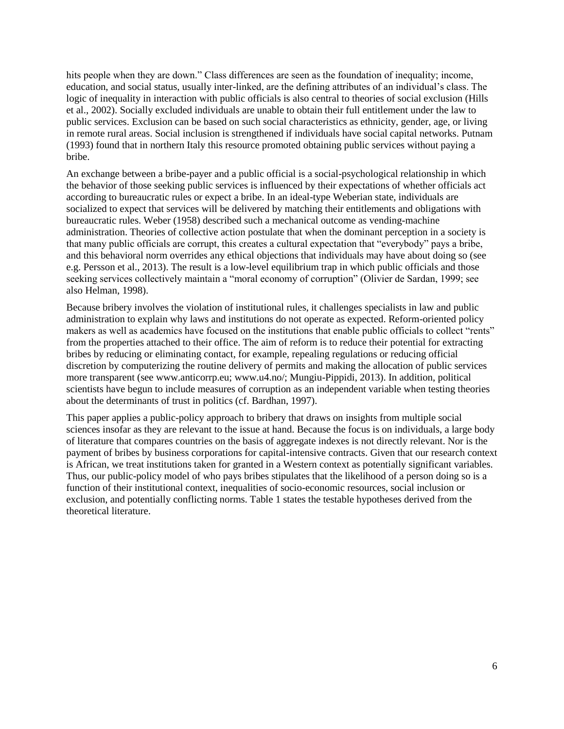hits people when they are down." Class differences are seen as the foundation of inequality; income, education, and social status, usually inter-linked, are the defining attributes of an individual's class. The logic of inequality in interaction with public officials is also central to theories of social exclusion (Hills et al., 2002). Socially excluded individuals are unable to obtain their full entitlement under the law to public services. Exclusion can be based on such social characteristics as ethnicity, gender, age, or living in remote rural areas. Social inclusion is strengthened if individuals have social capital networks. Putnam (1993) found that in northern Italy this resource promoted obtaining public services without paying a bribe.

An exchange between a bribe-payer and a public official is a social-psychological relationship in which the behavior of those seeking public services is influenced by their expectations of whether officials act according to bureaucratic rules or expect a bribe. In an ideal-type Weberian state, individuals are socialized to expect that services will be delivered by matching their entitlements and obligations with bureaucratic rules. Weber (1958) described such a mechanical outcome as vending-machine administration. Theories of collective action postulate that when the dominant perception in a society is that many public officials are corrupt, this creates a cultural expectation that "everybody" pays a bribe, and this behavioral norm overrides any ethical objections that individuals may have about doing so (see e.g. Persson et al., 2013). The result is a low-level equilibrium trap in which public officials and those seeking services collectively maintain a "moral economy of corruption" (Olivier de Sardan, 1999; see also Helman, 1998).

Because bribery involves the violation of institutional rules, it challenges specialists in law and public administration to explain why laws and institutions do not operate as expected. Reform-oriented policy makers as well as academics have focused on the institutions that enable public officials to collect "rents" from the properties attached to their office. The aim of reform is to reduce their potential for extracting bribes by reducing or eliminating contact, for example, repealing regulations or reducing official discretion by computerizing the routine delivery of permits and making the allocation of public services more transparent (see www.anticorrp.eu; www.u4.no/; Mungiu-Pippidi, 2013). In addition, political scientists have begun to include measures of corruption as an independent variable when testing theories about the determinants of trust in politics (cf. Bardhan, 1997).

This paper applies a public-policy approach to bribery that draws on insights from multiple social sciences insofar as they are relevant to the issue at hand. Because the focus is on individuals, a large body of literature that compares countries on the basis of aggregate indexes is not directly relevant. Nor is the payment of bribes by business corporations for capital-intensive contracts. Given that our research context is African, we treat institutions taken for granted in a Western context as potentially significant variables. Thus, our public-policy model of who pays bribes stipulates that the likelihood of a person doing so is a function of their institutional context, inequalities of socio-economic resources, social inclusion or exclusion, and potentially conflicting norms. Table 1 states the testable hypotheses derived from the theoretical literature.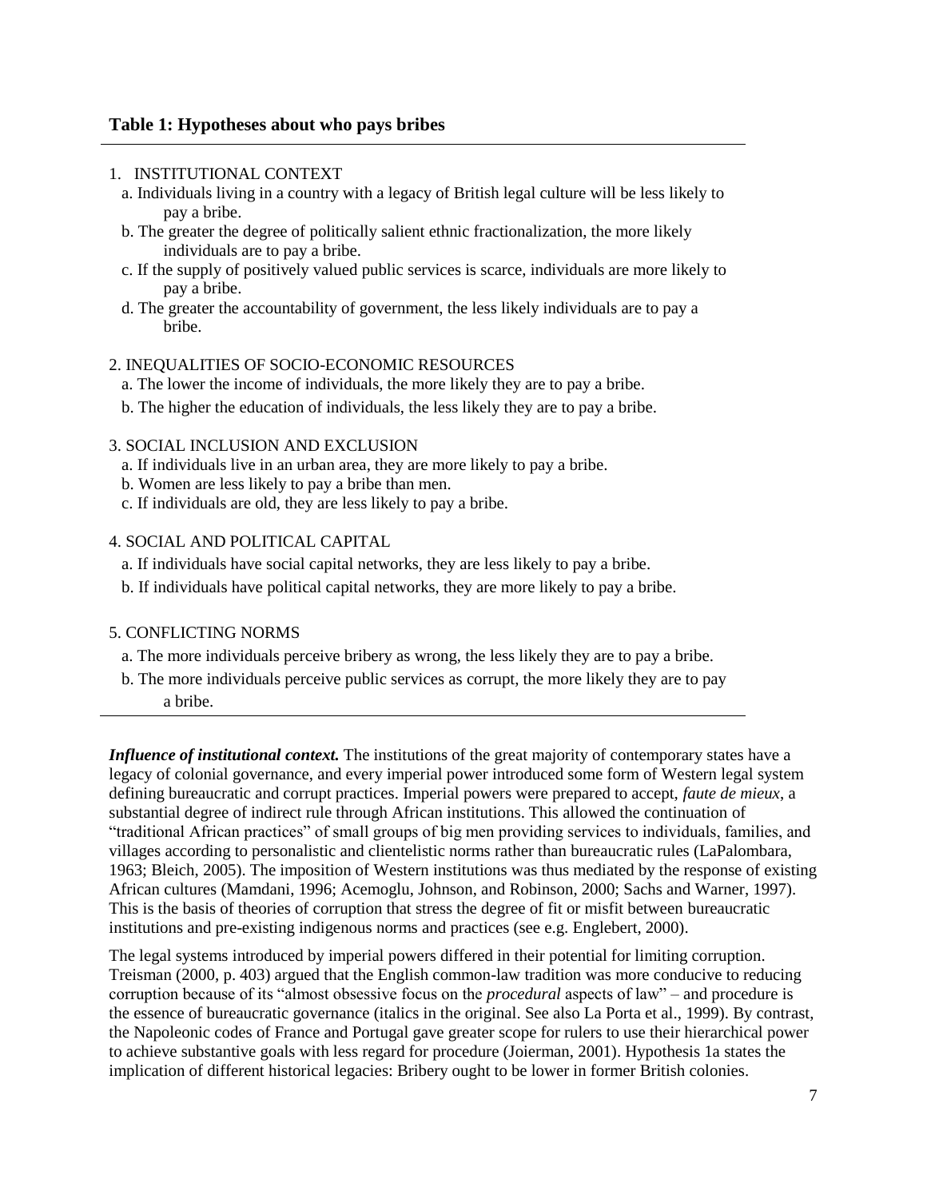### Table 1: Hypotheses about who pays bribes

1. INSTITUTIONAL CONTEXT
   - a. Individuals living in a country with a legacy of British legal culture will be less likely to pay a bribe.
   - b. The greater the degree of politically salient ethnic fractionalization, the more likely individuals are to pay a bribe.
   - c. If the supply of positively valued public services is scarce, individuals are more likely to pay a bribe.
   - d. The greater the accountability of government, the less likely individuals are to pay a bribe.

2. INEQUALITIES OF SOCIO-ECONOMIC RESOURCES
   - a. The lower the income of individuals, the more likely they are to pay a bribe.
   - b. The higher the education of individuals, the less likely they are to pay a bribe.

3. SOCIAL INCLUSION AND EXCLUSION
   - a. If individuals live in an urban area, they are more likely to pay a bribe.
   - b. Women are less likely to pay a bribe than men.
   - c. If individuals are old, they are less likely to pay a bribe.

4. SOCIAL AND POLITICAL CAPITAL
   - a. If individuals have social capital networks, they are less likely to pay a bribe.
   - b. If individuals have political capital networks, they are more likely to pay a bribe.

5. CONFLICTING NORMS
   - a. The more individuals perceive bribery as wrong, the less likely they are to pay a bribe.
   - b. The more individuals perceive public services as corrupt, the more likely they are to pay a bribe.

***Influence of institutional context.*** The institutions of the great majority of contemporary states have a legacy of colonial governance, and every imperial power introduced some form of Western legal system defining bureaucratic and corrupt practices. Imperial powers were prepared to accept, *faute de mieux*, a substantial degree of indirect rule through African institutions. This allowed the continuation of "traditional African practices" of small groups of big men providing services to individuals, families, and villages according to personalistic and clientelistic norms rather than bureaucratic rules (LaPalombara, 1963; Bleich, 2005). The imposition of Western institutions was thus mediated by the response of existing African cultures (Mamdani, 1996; Acemoglu, Johnson, and Robinson, 2000; Sachs and Warner, 1997). This is the basis of theories of corruption that stress the degree of fit or misfit between bureaucratic institutions and pre-existing indigenous norms and practices (see e.g. Englebert, 2000).

The legal systems introduced by imperial powers differed in their potential for limiting corruption. Treisman (2000, p. 403) argued that the English common-law tradition was more conducive to reducing corruption because of its "almost obsessive focus on the *procedural* aspects of law" – and procedure is the essence of bureaucratic governance (italics in the original. See also La Porta et al., 1999). By contrast, the Napoleonic codes of France and Portugal gave greater scope for rulers to use their hierarchical power to achieve substantive goals with less regard for procedure (Joierman, 2001). Hypothesis 1a states the implication of different historical legacies: Bribery ought to be lower in former British colonies.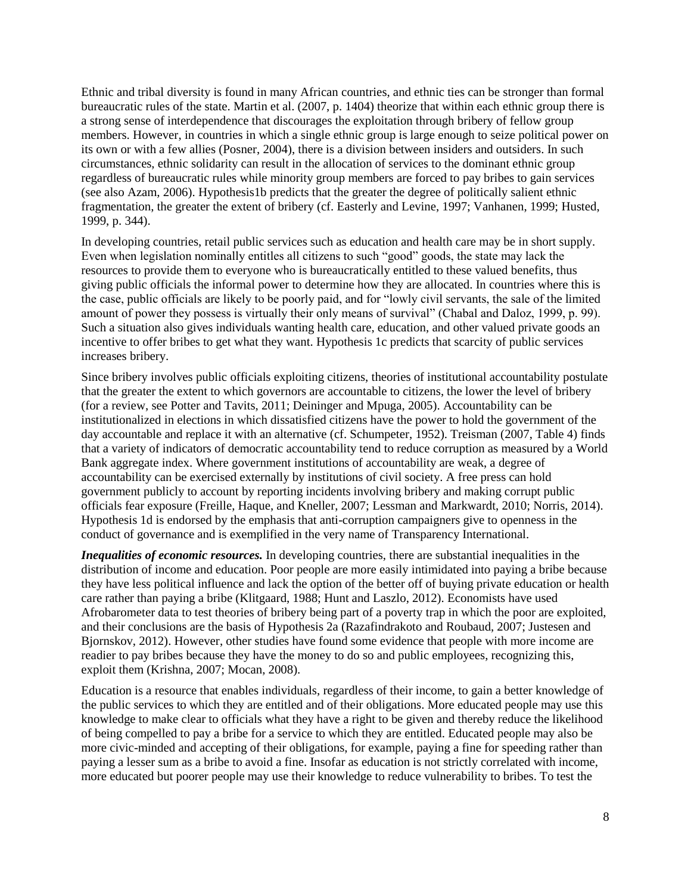Ethnic and tribal diversity is found in many African countries, and ethnic ties can be stronger than formal bureaucratic rules of the state. Martin et al. (2007, p. 1404) theorize that within each ethnic group there is a strong sense of interdependence that discourages the exploitation through bribery of fellow group members. However, in countries in which a single ethnic group is large enough to seize political power on its own or with a few allies (Posner, 2004), there is a division between insiders and outsiders. In such circumstances, ethnic solidarity can result in the allocation of services to the dominant ethnic group regardless of bureaucratic rules while minority group members are forced to pay bribes to gain services (see also Azam, 2006). Hypothesis1b predicts that the greater the degree of politically salient ethnic fragmentation, the greater the extent of bribery (cf. Easterly and Levine, 1997; Vanhanen, 1999; Husted, 1999, p. 344).

In developing countries, retail public services such as education and health care may be in short supply. Even when legislation nominally entitles all citizens to such "good" goods, the state may lack the resources to provide them to everyone who is bureaucratically entitled to these valued benefits, thus giving public officials the informal power to determine how they are allocated. In countries where this is the case, public officials are likely to be poorly paid, and for "lowly civil servants, the sale of the limited amount of power they possess is virtually their only means of survival" (Chabal and Daloz, 1999, p. 99). Such a situation also gives individuals wanting health care, education, and other valued private goods an incentive to offer bribes to get what they want. Hypothesis 1c predicts that scarcity of public services increases bribery.

Since bribery involves public officials exploiting citizens, theories of institutional accountability postulate that the greater the extent to which governors are accountable to citizens, the lower the level of bribery (for a review, see Potter and Tavits, 2011; Deininger and Mpuga, 2005). Accountability can be institutionalized in elections in which dissatisfied citizens have the power to hold the government of the day accountable and replace it with an alternative (cf. Schumpeter, 1952). Treisman (2007, Table 4) finds that a variety of indicators of democratic accountability tend to reduce corruption as measured by a World Bank aggregate index. Where government institutions of accountability are weak, a degree of accountability can be exercised externally by institutions of civil society. A free press can hold government publicly to account by reporting incidents involving bribery and making corrupt public officials fear exposure (Freille, Haque, and Kneller, 2007; Lessman and Markwardt, 2010; Norris, 2014). Hypothesis 1d is endorsed by the emphasis that anti-corruption campaigners give to openness in the conduct of governance and is exemplified in the very name of Transparency International.

***Inequalities of economic resources.*** In developing countries, there are substantial inequalities in the distribution of income and education. Poor people are more easily intimidated into paying a bribe because they have less political influence and lack the option of the better off of buying private education or health care rather than paying a bribe (Klitgaard, 1988; Hunt and Laszlo, 2012). Economists have used Afrobarometer data to test theories of bribery being part of a poverty trap in which the poor are exploited, and their conclusions are the basis of Hypothesis 2a (Razafindrakoto and Roubaud, 2007; Justesen and Bjornskov, 2012). However, other studies have found some evidence that people with more income are readier to pay bribes because they have the money to do so and public employees, recognizing this, exploit them (Krishna, 2007; Mocan, 2008).

Education is a resource that enables individuals, regardless of their income, to gain a better knowledge of the public services to which they are entitled and of their obligations. More educated people may use this knowledge to make clear to officials what they have a right to be given and thereby reduce the likelihood of being compelled to pay a bribe for a service to which they are entitled. Educated people may also be more civic-minded and accepting of their obligations, for example, paying a fine for speeding rather than paying a lesser sum as a bribe to avoid a fine. Insofar as education is not strictly correlated with income, more educated but poorer people may use their knowledge to reduce vulnerability to bribes. To test the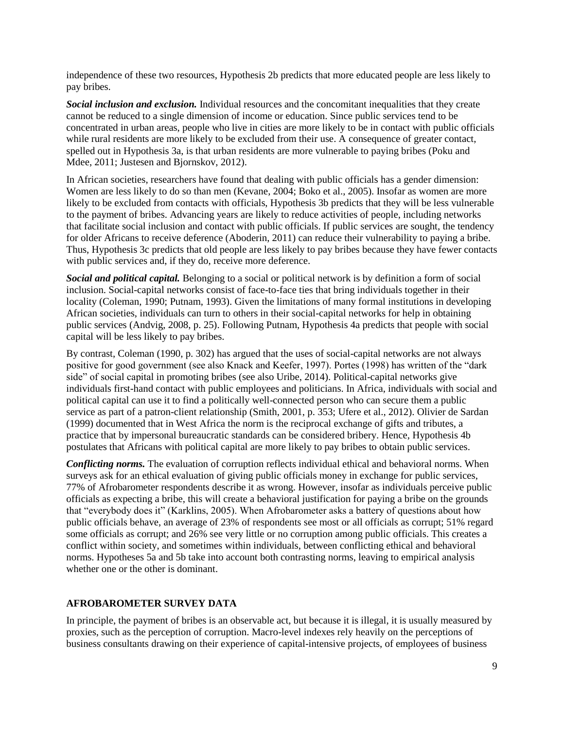independence of these two resources, Hypothesis 2b predicts that more educated people are less likely to pay bribes.

***Social inclusion and exclusion.*** Individual resources and the concomitant inequalities that they create cannot be reduced to a single dimension of income or education. Since public services tend to be concentrated in urban areas, people who live in cities are more likely to be in contact with public officials while rural residents are more likely to be excluded from their use. A consequence of greater contact, spelled out in Hypothesis 3a, is that urban residents are more vulnerable to paying bribes (Poku and Mdee, 2011; Justesen and Bjornskov, 2012).

In African societies, researchers have found that dealing with public officials has a gender dimension: Women are less likely to do so than men (Kevane, 2004; Boko et al., 2005). Insofar as women are more likely to be excluded from contacts with officials, Hypothesis 3b predicts that they will be less vulnerable to the payment of bribes. Advancing years are likely to reduce activities of people, including networks that facilitate social inclusion and contact with public officials. If public services are sought, the tendency for older Africans to receive deference (Aboderin, 2011) can reduce their vulnerability to paying a bribe. Thus, Hypothesis 3c predicts that old people are less likely to pay bribes because they have fewer contacts with public services and, if they do, receive more deference.

***Social and political capital.*** Belonging to a social or political network is by definition a form of social inclusion. Social-capital networks consist of face-to-face ties that bring individuals together in their locality (Coleman, 1990; Putnam, 1993). Given the limitations of many formal institutions in developing African societies, individuals can turn to others in their social-capital networks for help in obtaining public services (Andvig, 2008, p. 25). Following Putnam, Hypothesis 4a predicts that people with social capital will be less likely to pay bribes.

By contrast, Coleman (1990, p. 302) has argued that the uses of social-capital networks are not always positive for good government (see also Knack and Keefer, 1997). Portes (1998) has written of the "dark side" of social capital in promoting bribes (see also Uribe, 2014). Political-capital networks give individuals first-hand contact with public employees and politicians. In Africa, individuals with social and political capital can use it to find a politically well-connected person who can secure them a public service as part of a patron-client relationship (Smith, 2001, p. 353; Ufere et al., 2012). Olivier de Sardan (1999) documented that in West Africa the norm is the reciprocal exchange of gifts and tributes, a practice that by impersonal bureaucratic standards can be considered bribery. Hence, Hypothesis 4b postulates that Africans with political capital are more likely to pay bribes to obtain public services.

***Conflicting norms.*** The evaluation of corruption reflects individual ethical and behavioral norms. When surveys ask for an ethical evaluation of giving public officials money in exchange for public services, 77% of Afrobarometer respondents describe it as wrong. However, insofar as individuals perceive public officials as expecting a bribe, this will create a behavioral justification for paying a bribe on the grounds that "everybody does it" (Karklins, 2005). When Afrobarometer asks a battery of questions about how public officials behave, an average of 23% of respondents see most or all officials as corrupt; 51% regard some officials as corrupt; and 26% see very little or no corruption among public officials. This creates a conflict within society, and sometimes within individuals, between conflicting ethical and behavioral norms. Hypotheses 5a and 5b take into account both contrasting norms, leaving to empirical analysis whether one or the other is dominant.

## AFROBAROMETER SURVEY DATA

In principle, the payment of bribes is an observable act, but because it is illegal, it is usually measured by proxies, such as the perception of corruption. Macro-level indexes rely heavily on the perceptions of business consultants drawing on their experience of capital-intensive projects, of employees of business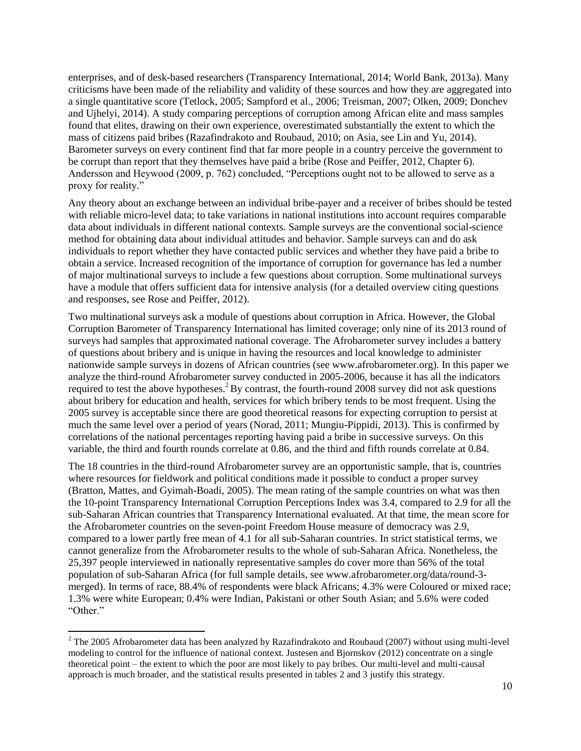enterprises, and of desk-based researchers (Transparency International, 2014; World Bank, 2013a). Many criticisms have been made of the reliability and validity of these sources and how they are aggregated into a single quantitative score (Tetlock, 2005; Sampford et al., 2006; Treisman, 2007; Olken, 2009; Donchev and Ujhelyi, 2014). A study comparing perceptions of corruption among African elite and mass samples found that elites, drawing on their own experience, overestimated substantially the extent to which the mass of citizens paid bribes (Razafindrakoto and Roubaud, 2010; on Asia, see Lin and Yu, 2014). Barometer surveys on every continent find that far more people in a country perceive the government to be corrupt than report that they themselves have paid a bribe (Rose and Peiffer, 2012, Chapter 6). Andersson and Heywood (2009, p. 762) concluded, "Perceptions ought not to be allowed to serve as a proxy for reality."

Any theory about an exchange between an individual bribe-payer and a receiver of bribes should be tested with reliable micro-level data; to take variations in national institutions into account requires comparable data about individuals in different national contexts. Sample surveys are the conventional social-science method for obtaining data about individual attitudes and behavior. Sample surveys can and do ask individuals to report whether they have contacted public services and whether they have paid a bribe to obtain a service. Increased recognition of the importance of corruption for governance has led a number of major multinational surveys to include a few questions about corruption. Some multinational surveys have a module that offers sufficient data for intensive analysis (for a detailed overview citing questions and responses, see Rose and Peiffer, 2012).

Two multinational surveys ask a module of questions about corruption in Africa. However, the Global Corruption Barometer of Transparency International has limited coverage; only nine of its 2013 round of surveys had samples that approximated national coverage. The Afrobarometer survey includes a battery of questions about bribery and is unique in having the resources and local knowledge to administer nationwide sample surveys in dozens of African countries (see www.afrobarometer.org). In this paper we analyze the third-round Afrobarometer survey conducted in 2005-2006, because it has all the indicators required to test the above hypotheses.[2] By contrast, the fourth-round 2008 survey did not ask questions about bribery for education and health, services for which bribery tends to be most frequent. Using the 2005 survey is acceptable since there are good theoretical reasons for expecting corruption to persist at much the same level over a period of years (Norad, 2011; Mungiu-Pippidi, 2013). This is confirmed by correlations of the national percentages reporting having paid a bribe in successive surveys. On this variable, the third and fourth rounds correlate at 0.86, and the third and fifth rounds correlate at 0.84.

The 18 countries in the third-round Afrobarometer survey are an opportunistic sample, that is, countries where resources for fieldwork and political conditions made it possible to conduct a proper survey (Bratton, Mattes, and Gyimah-Boadi, 2005). The mean rating of the sample countries on what was then the 10-point Transparency International Corruption Perceptions Index was 3.4, compared to 2.9 for all the sub-Saharan African countries that Transparency International evaluated. At that time, the mean score for the Afrobarometer countries on the seven-point Freedom House measure of democracy was 2.9, compared to a lower partly free mean of 4.1 for all sub-Saharan countries. In strict statistical terms, we cannot generalize from the Afrobarometer results to the whole of sub-Saharan Africa. Nonetheless, the 25,397 people interviewed in nationally representative samples do cover more than 56% of the total population of sub-Saharan Africa (for full sample details, see www.afrobarometer.org/data/round-3-merged). In terms of race, 88.4% of respondents were black Africans; 4.3% were Coloured or mixed race; 1.3% were white European; 0.4% were Indian, Pakistani or other South Asian; and 5.6% were coded "Other."

---

[2] The 2005 Afrobarometer data has been analyzed by Razafindrakoto and Roubaud (2007) without using multi-level modeling to control for the influence of national context. Justesen and Bjornskov (2012) concentrate on a single theoretical point – the extent to which the poor are most likely to pay bribes. Our multi-level and multi-causal approach is much broader, and the statistical results presented in tables 2 and 3 justify this strategy.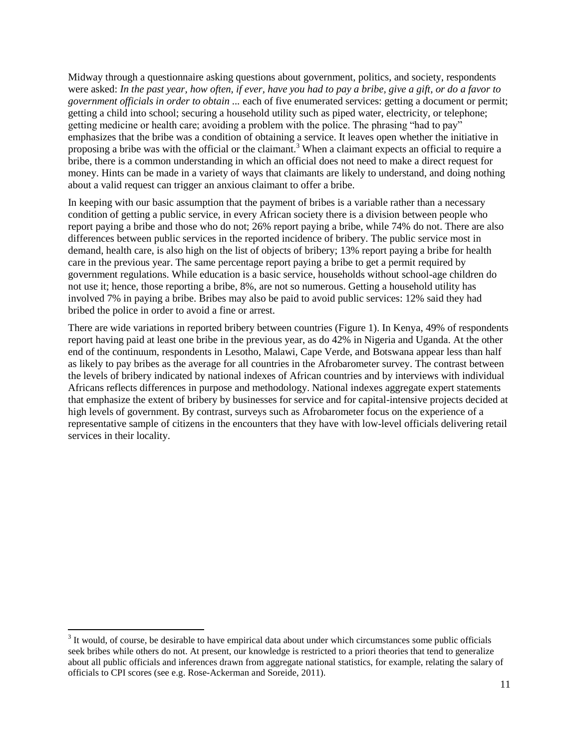Midway through a questionnaire asking questions about government, politics, and society, respondents were asked: *In the past year, how often, if ever, have you had to pay a bribe, give a gift, or do a favor to government officials in order to obtain ...* each of five enumerated services: getting a document or permit; getting a child into school; securing a household utility such as piped water, electricity, or telephone; getting medicine or health care; avoiding a problem with the police. The phrasing "had to pay" emphasizes that the bribe was a condition of obtaining a service. It leaves open whether the initiative in proposing a bribe was with the official or the claimant.[3] When a claimant expects an official to require a bribe, there is a common understanding in which an official does not need to make a direct request for money. Hints can be made in a variety of ways that claimants are likely to understand, and doing nothing about a valid request can trigger an anxious claimant to offer a bribe.

In keeping with our basic assumption that the payment of bribes is a variable rather than a necessary condition of getting a public service, in every African society there is a division between people who report paying a bribe and those who do not; 26% report paying a bribe, while 74% do not. There are also differences between public services in the reported incidence of bribery. The public service most in demand, health care, is also high on the list of objects of bribery; 13% report paying a bribe for health care in the previous year. The same percentage report paying a bribe to get a permit required by government regulations. While education is a basic service, households without school-age children do not use it; hence, those reporting a bribe, 8%, are not so numerous. Getting a household utility has involved 7% in paying a bribe. Bribes may also be paid to avoid public services: 12% said they had bribed the police in order to avoid a fine or arrest.

There are wide variations in reported bribery between countries (Figure 1). In Kenya, 49% of respondents report having paid at least one bribe in the previous year, as do 42% in Nigeria and Uganda. At the other end of the continuum, respondents in Lesotho, Malawi, Cape Verde, and Botswana appear less than half as likely to pay bribes as the average for all countries in the Afrobarometer survey. The contrast between the levels of bribery indicated by national indexes of African countries and by interviews with individual Africans reflects differences in purpose and methodology. National indexes aggregate expert statements that emphasize the extent of bribery by businesses for service and for capital-intensive projects decided at high levels of government. By contrast, surveys such as Afrobarometer focus on the experience of a representative sample of citizens in the encounters that they have with low-level officials delivering retail services in their locality.

[3] It would, of course, be desirable to have empirical data about under which circumstances some public officials seek bribes while others do not. At present, our knowledge is restricted to a priori theories that tend to generalize about all public officials and inferences drawn from aggregate national statistics, for example, relating the salary of officials to CPI scores (see e.g. Rose-Ackerman and Soreide, 2011).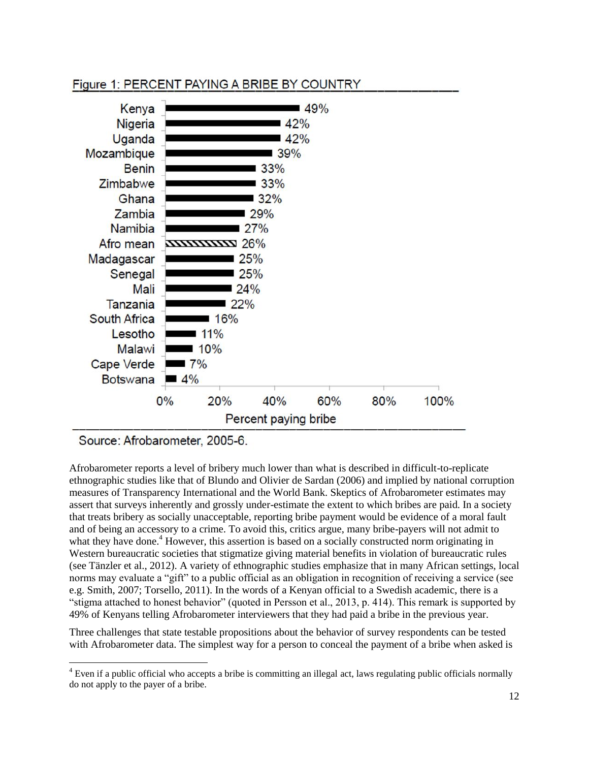Figure 1: PERCENT PAYING A BRIBE BY COUNTRY

| Country | Percent paying bribe |
| --- | --- |
| Kenya | 49% |
| Nigeria | 42% |
| Uganda | 42% |
| Mozambique | 39% |
| Benin | 33% |
| Zimbabwe | 33% |
| Ghana | 32% |
| Zambia | 29% |
| Namibia | 27% |
| Afro mean | 26% |
| Madagascar | 25% |
| Senegal | 25% |
| Mali | 24% |
| Tanzania | 22% |
| South Africa | 16% |
| Lesotho | 11% |
| Malawi | 10% |
| Cape Verde | 7% |
| Botswana | 4% |

Source: Afrobarometer, 2005-6.

Afrobarometer reports a level of bribery much lower than what is described in difficult-to-replicate ethnographic studies like that of Blundo and Olivier de Sardan (2006) and implied by national corruption measures of Transparency International and the World Bank. Skeptics of Afrobarometer estimates may assert that surveys inherently and grossly under-estimate the extent to which bribes are paid. In a society that treats bribery as socially unacceptable, reporting bribe payment would be evidence of a moral fault and of being an accessory to a crime. To avoid this, critics argue, many bribe-payers will not admit to what they have done.[4] However, this assertion is based on a socially constructed norm originating in Western bureaucratic societies that stigmatize giving material benefits in violation of bureaucratic rules (see Tänzler et al., 2012). A variety of ethnographic studies emphasize that in many African settings, local norms may evaluate a "gift" to a public official as an obligation in recognition of receiving a service (see e.g. Smith, 2007; Torsello, 2011). In the words of a Kenyan official to a Swedish academic, there is a "stigma attached to honest behavior" (quoted in Persson et al., 2013, p. 414). This remark is supported by 49% of Kenyans telling Afrobarometer interviewers that they had paid a bribe in the previous year.

Three challenges that state testable propositions about the behavior of survey respondents can be tested with Afrobarometer data. The simplest way for a person to conceal the payment of a bribe when asked is

[4] Even if a public official who accepts a bribe is committing an illegal act, laws regulating public officials normally do not apply to the payer of a bribe.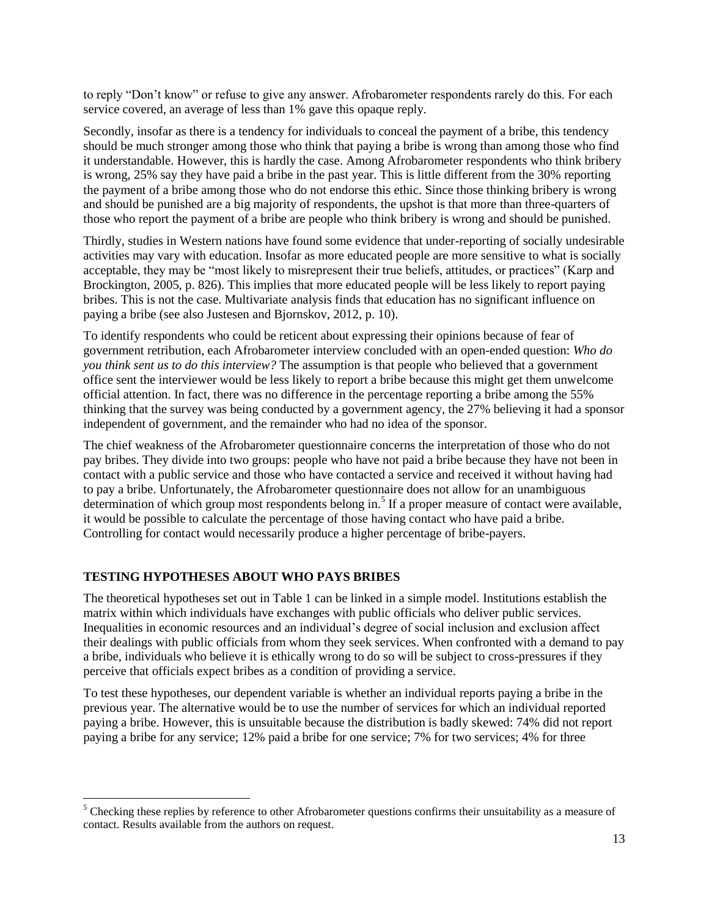to reply "Don't know" or refuse to give any answer. Afrobarometer respondents rarely do this. For each service covered, an average of less than 1% gave this opaque reply.

Secondly, insofar as there is a tendency for individuals to conceal the payment of a bribe, this tendency should be much stronger among those who think that paying a bribe is wrong than among those who find it understandable. However, this is hardly the case. Among Afrobarometer respondents who think bribery is wrong, 25% say they have paid a bribe in the past year. This is little different from the 30% reporting the payment of a bribe among those who do not endorse this ethic. Since those thinking bribery is wrong and should be punished are a big majority of respondents, the upshot is that more than three-quarters of those who report the payment of a bribe are people who think bribery is wrong and should be punished.

Thirdly, studies in Western nations have found some evidence that under-reporting of socially undesirable activities may vary with education. Insofar as more educated people are more sensitive to what is socially acceptable, they may be "most likely to misrepresent their true beliefs, attitudes, or practices" (Karp and Brockington, 2005, p. 826). This implies that more educated people will be less likely to report paying bribes. This is not the case. Multivariate analysis finds that education has no significant influence on paying a bribe (see also Justesen and Bjornskov, 2012, p. 10).

To identify respondents who could be reticent about expressing their opinions because of fear of government retribution, each Afrobarometer interview concluded with an open-ended question: *Who do you think sent us to do this interview?* The assumption is that people who believed that a government office sent the interviewer would be less likely to report a bribe because this might get them unwelcome official attention. In fact, there was no difference in the percentage reporting a bribe among the 55% thinking that the survey was being conducted by a government agency, the 27% believing it had a sponsor independent of government, and the remainder who had no idea of the sponsor.

The chief weakness of the Afrobarometer questionnaire concerns the interpretation of those who do not pay bribes. They divide into two groups: people who have not paid a bribe because they have not been in contact with a public service and those who have contacted a service and received it without having had to pay a bribe. Unfortunately, the Afrobarometer questionnaire does not allow for an unambiguous determination of which group most respondents belong in.[5] If a proper measure of contact were available, it would be possible to calculate the percentage of those having contact who have paid a bribe. Controlling for contact would necessarily produce a higher percentage of bribe-payers.

## TESTING HYPOTHESES ABOUT WHO PAYS BRIBES

The theoretical hypotheses set out in Table 1 can be linked in a simple model. Institutions establish the matrix within which individuals have exchanges with public officials who deliver public services. Inequalities in economic resources and an individual's degree of social inclusion and exclusion affect their dealings with public officials from whom they seek services. When confronted with a demand to pay a bribe, individuals who believe it is ethically wrong to do so will be subject to cross-pressures if they perceive that officials expect bribes as a condition of providing a service.

To test these hypotheses, our dependent variable is whether an individual reports paying a bribe in the previous year. The alternative would be to use the number of services for which an individual reported paying a bribe. However, this is unsuitable because the distribution is badly skewed: 74% did not report paying a bribe for any service; 12% paid a bribe for one service; 7% for two services; 4% for three

[5] Checking these replies by reference to other Afrobarometer questions confirms their unsuitability as a measure of contact. Results available from the authors on request.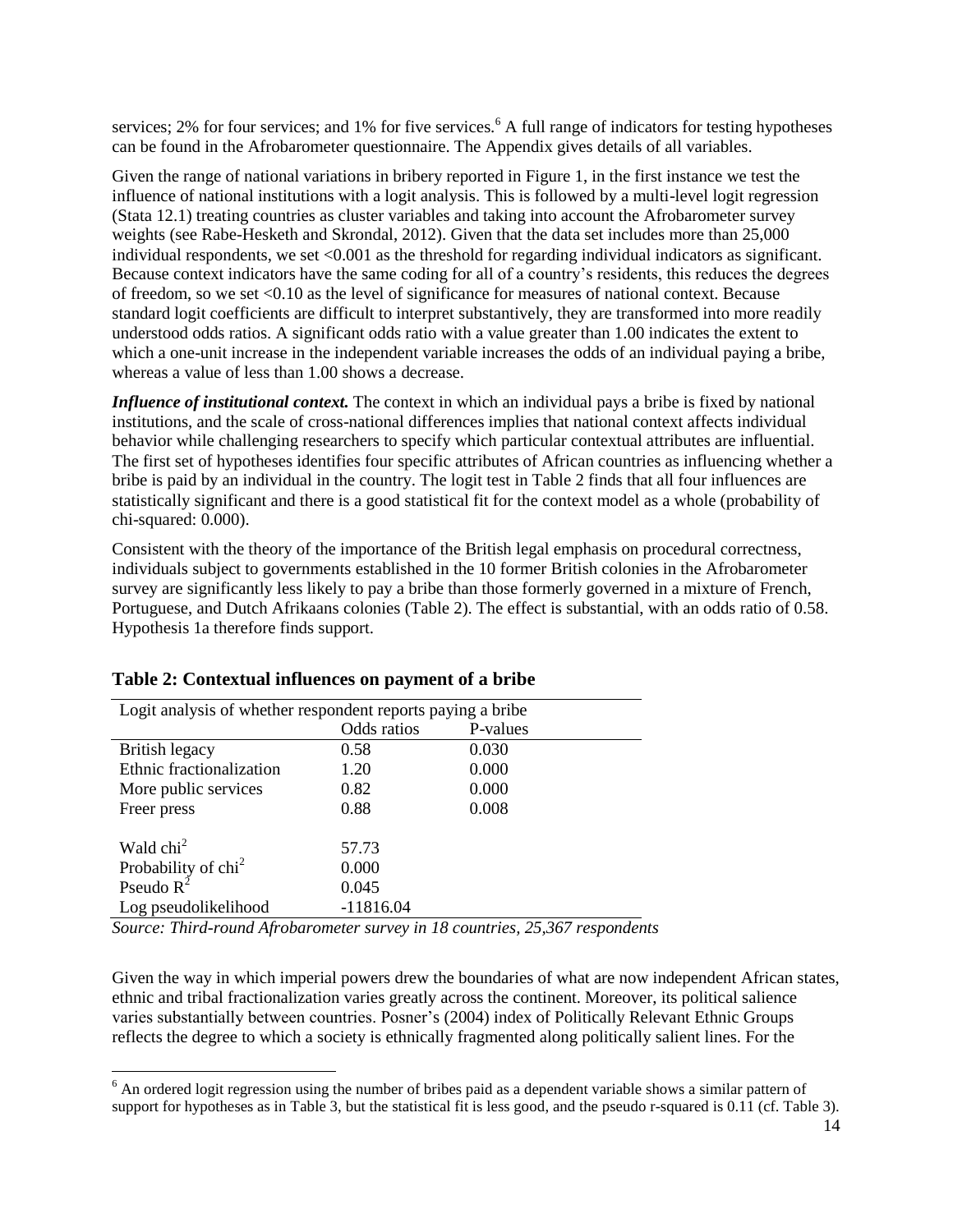services; 2% for four services; and 1% for five services.[6] A full range of indicators for testing hypotheses can be found in the Afrobarometer questionnaire. The Appendix gives details of all variables.

Given the range of national variations in bribery reported in Figure 1, in the first instance we test the influence of national institutions with a logit analysis. This is followed by a multi-level logit regression (Stata 12.1) treating countries as cluster variables and taking into account the Afrobarometer survey weights (see Rabe-Hesketh and Skrondal, 2012). Given that the data set includes more than 25,000 individual respondents, we set <0.001 as the threshold for regarding individual indicators as significant. Because context indicators have the same coding for all of a country's residents, this reduces the degrees of freedom, so we set <0.10 as the level of significance for measures of national context. Because standard logit coefficients are difficult to interpret substantively, they are transformed into more readily understood odds ratios. A significant odds ratio with a value greater than 1.00 indicates the extent to which a one-unit increase in the independent variable increases the odds of an individual paying a bribe, whereas a value of less than 1.00 shows a decrease.

***Influence of institutional context.*** The context in which an individual pays a bribe is fixed by national institutions, and the scale of cross-national differences implies that national context affects individual behavior while challenging researchers to specify which particular contextual attributes are influential. The first set of hypotheses identifies four specific attributes of African countries as influencing whether a bribe is paid by an individual in the country. The logit test in Table 2 finds that all four influences are statistically significant and there is a good statistical fit for the context model as a whole (probability of chi-squared: 0.000).

Consistent with the theory of the importance of the British legal emphasis on procedural correctness, individuals subject to governments established in the 10 former British colonies in the Afrobarometer survey are significantly less likely to pay a bribe than those formerly governed in a mixture of French, Portuguese, and Dutch Afrikaans colonies (Table 2). The effect is substantial, with an odds ratio of 0.58. Hypothesis 1a therefore finds support.

**Table 2: Contextual influences on payment of a bribe**

| Logit analysis of whether respondent reports paying a bribe | | |
|---|---|---|
| | Odds ratios | P-values |
| British legacy | 0.58 | 0.030 |
| Ethnic fractionalization | 1.20 | 0.000 |
| More public services | 0.82 | 0.000 |
| Freer press | 0.88 | 0.008 |
| Wald $chi^2$ | 57.73 | |
| Probability of $chi^2$ | 0.000 | |
| Pseudo $R^2$ | 0.045 | |
| Log pseudolikelihood | -11816.04 | |

*Source: Third-round Afrobarometer survey in 18 countries, 25,367 respondents*

Given the way in which imperial powers drew the boundaries of what are now independent African states, ethnic and tribal fractionalization varies greatly across the continent. Moreover, its political salience varies substantially between countries. Posner's (2004) index of Politically Relevant Ethnic Groups reflects the degree to which a society is ethnically fragmented along politically salient lines. For the

[6] An ordered logit regression using the number of bribes paid as a dependent variable shows a similar pattern of support for hypotheses as in Table 3, but the statistical fit is less good, and the pseudo r-squared is 0.11 (cf. Table 3).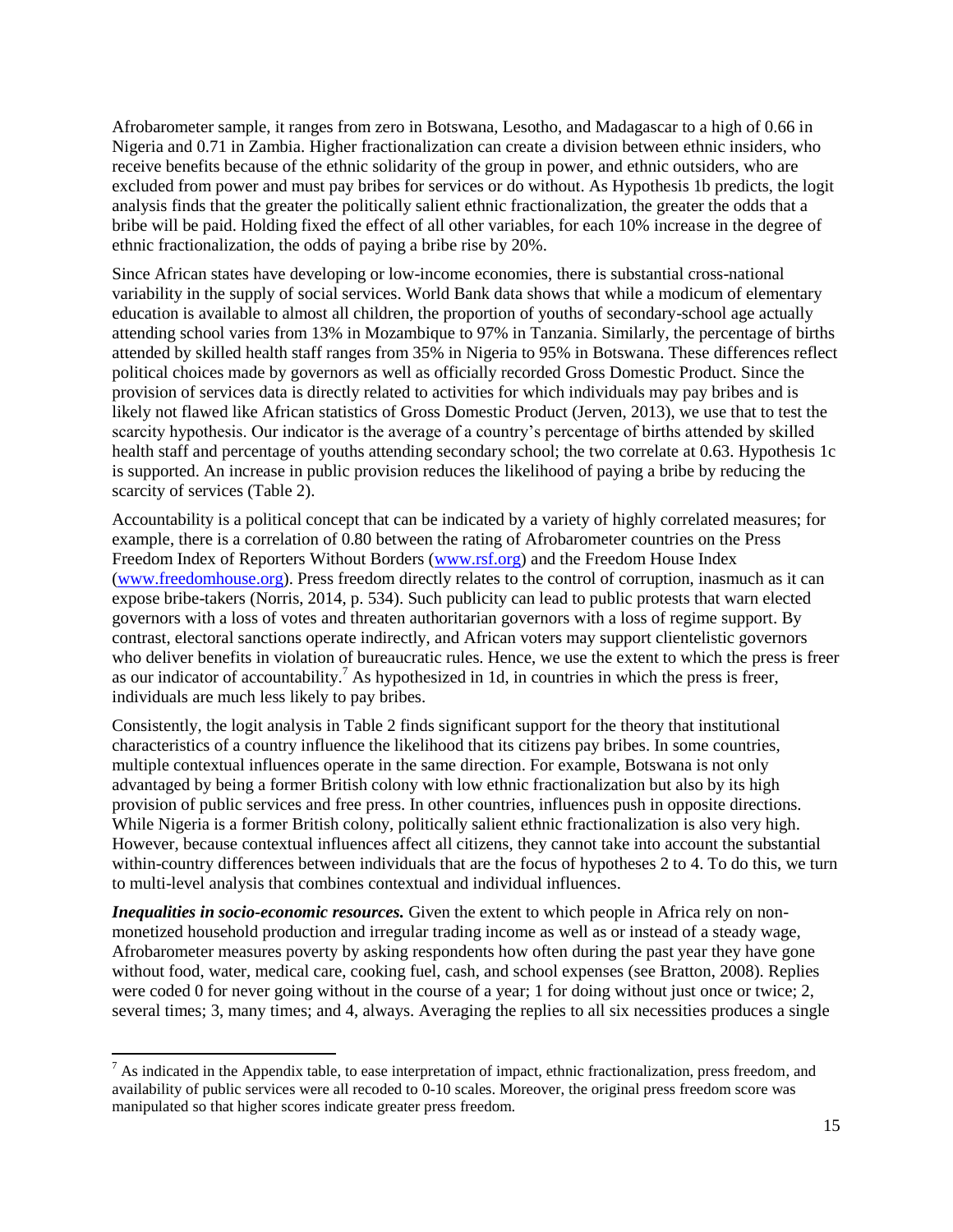Afrobarometer sample, it ranges from zero in Botswana, Lesotho, and Madagascar to a high of 0.66 in Nigeria and 0.71 in Zambia. Higher fractionalization can create a division between ethnic insiders, who receive benefits because of the ethnic solidarity of the group in power, and ethnic outsiders, who are excluded from power and must pay bribes for services or do without. As Hypothesis 1b predicts, the logit analysis finds that the greater the politically salient ethnic fractionalization, the greater the odds that a bribe will be paid. Holding fixed the effect of all other variables, for each 10% increase in the degree of ethnic fractionalization, the odds of paying a bribe rise by 20%.

Since African states have developing or low-income economies, there is substantial cross-national variability in the supply of social services. World Bank data shows that while a modicum of elementary education is available to almost all children, the proportion of youths of secondary-school age actually attending school varies from 13% in Mozambique to 97% in Tanzania. Similarly, the percentage of births attended by skilled health staff ranges from 35% in Nigeria to 95% in Botswana. These differences reflect political choices made by governors as well as officially recorded Gross Domestic Product. Since the provision of services data is directly related to activities for which individuals may pay bribes and is likely not flawed like African statistics of Gross Domestic Product (Jerven, 2013), we use that to test the scarcity hypothesis. Our indicator is the average of a country's percentage of births attended by skilled health staff and percentage of youths attending secondary school; the two correlate at 0.63. Hypothesis 1c is supported. An increase in public provision reduces the likelihood of paying a bribe by reducing the scarcity of services (Table 2).

Accountability is a political concept that can be indicated by a variety of highly correlated measures; for example, there is a correlation of 0.80 between the rating of Afrobarometer countries on the Press Freedom Index of Reporters Without Borders (www.rsf.org) and the Freedom House Index (www.freedomhouse.org). Press freedom directly relates to the control of corruption, inasmuch as it can expose bribe-takers (Norris, 2014, p. 534). Such publicity can lead to public protests that warn elected governors with a loss of votes and threaten authoritarian governors with a loss of regime support. By contrast, electoral sanctions operate indirectly, and African voters may support clientelistic governors who deliver benefits in violation of bureaucratic rules. Hence, we use the extent to which the press is freer as our indicator of accountability.[7] As hypothesized in 1d, in countries in which the press is freer, individuals are much less likely to pay bribes.

Consistently, the logit analysis in Table 2 finds significant support for the theory that institutional characteristics of a country influence the likelihood that its citizens pay bribes. In some countries, multiple contextual influences operate in the same direction. For example, Botswana is not only advantaged by being a former British colony with low ethnic fractionalization but also by its high provision of public services and free press. In other countries, influences push in opposite directions. While Nigeria is a former British colony, politically salient ethnic fractionalization is also very high. However, because contextual influences affect all citizens, they cannot take into account the substantial within-country differences between individuals that are the focus of hypotheses 2 to 4. To do this, we turn to multi-level analysis that combines contextual and individual influences.

***Inequalities in socio-economic resources.*** Given the extent to which people in Africa rely on non-monetized household production and irregular trading income as well as or instead of a steady wage, Afrobarometer measures poverty by asking respondents how often during the past year they have gone without food, water, medical care, cooking fuel, cash, and school expenses (see Bratton, 2008). Replies were coded 0 for never going without in the course of a year; 1 for doing without just once or twice; 2, several times; 3, many times; and 4, always. Averaging the replies to all six necessities produces a single

[7] As indicated in the Appendix table, to ease interpretation of impact, ethnic fractionalization, press freedom, and availability of public services were all recoded to 0-10 scales. Moreover, the original press freedom score was manipulated so that higher scores indicate greater press freedom.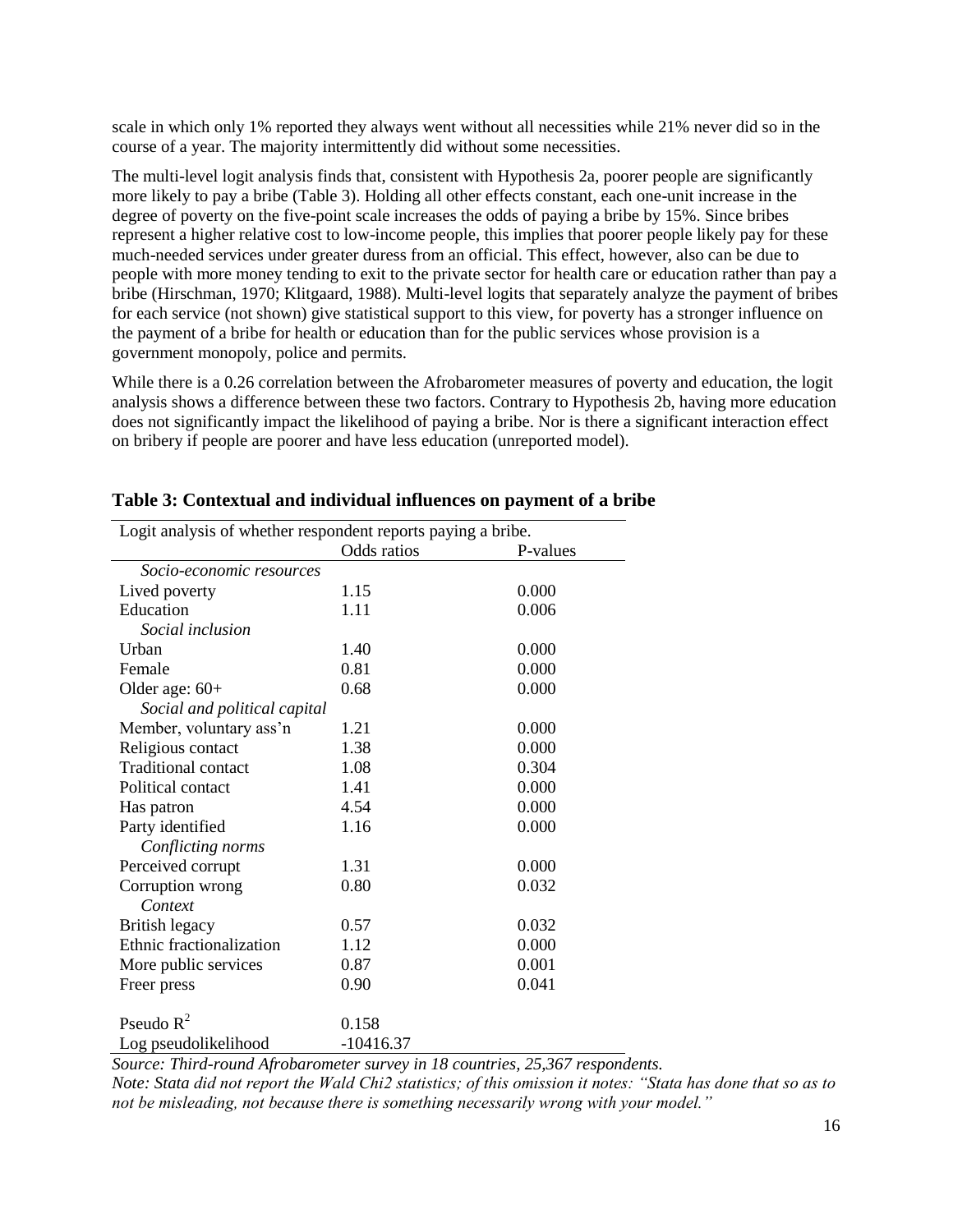scale in which only 1% reported they always went without all necessities while 21% never did so in the course of a year. The majority intermittently did without some necessities.

The multi-level logit analysis finds that, consistent with Hypothesis 2a, poorer people are significantly more likely to pay a bribe (Table 3). Holding all other effects constant, each one-unit increase in the degree of poverty on the five-point scale increases the odds of paying a bribe by 15%. Since bribes represent a higher relative cost to low-income people, this implies that poorer people likely pay for these much-needed services under greater duress from an official. This effect, however, also can be due to people with more money tending to exit to the private sector for health care or education rather than pay a bribe (Hirschman, 1970; Klitgaard, 1988). Multi-level logits that separately analyze the payment of bribes for each service (not shown) give statistical support to this view, for poverty has a stronger influence on the payment of a bribe for health or education than for the public services whose provision is a government monopoly, police and permits.

While there is a 0.26 correlation between the Afrobarometer measures of poverty and education, the logit analysis shows a difference between these two factors. Contrary to Hypothesis 2b, having more education does not significantly impact the likelihood of paying a bribe. Nor is there a significant interaction effect on bribery if people are poorer and have less education (unreported model).

**Table 3: Contextual and individual influences on payment of a bribe**

Logit analysis of whether respondent reports paying a bribe.

| | Odds ratios | P-values |
|---|---|---|
| *Socio-economic resources* | | |
| Lived poverty | 1.15 | 0.000 |
| Education | 1.11 | 0.006 |
| *Social inclusion* | | |
| Urban | 1.40 | 0.000 |
| Female | 0.81 | 0.000 |
| Older age: 60+ | 0.68 | 0.000 |
| *Social and political capital* | | |
| Member, voluntary ass'n | 1.21 | 0.000 |
| Religious contact | 1.38 | 0.000 |
| Traditional contact | 1.08 | 0.304 |
| Political contact | 1.41 | 0.000 |
| Has patron | 4.54 | 0.000 |
| Party identified | 1.16 | 0.000 |
| *Conflicting norms* | | |
| Perceived corrupt | 1.31 | 0.000 |
| Corruption wrong | 0.80 | 0.032 |
| *Context* | | |
| British legacy | 0.57 | 0.032 |
| Ethnic fractionalization | 1.12 | 0.000 |
| More public services | 0.87 | 0.001 |
| Freer press | 0.90 | 0.041 |
| Pseudo $R^2$ | 0.158 | |
| Log pseudolikelihood | -10416.37 | |

*Source: Third-round Afrobarometer survey in 18 countries, 25,367 respondents.*
*Note: Stata did not report the Wald Chi2 statistics; of this omission it notes: "Stata has done that so as to not be misleading, not because there is something necessarily wrong with your model."*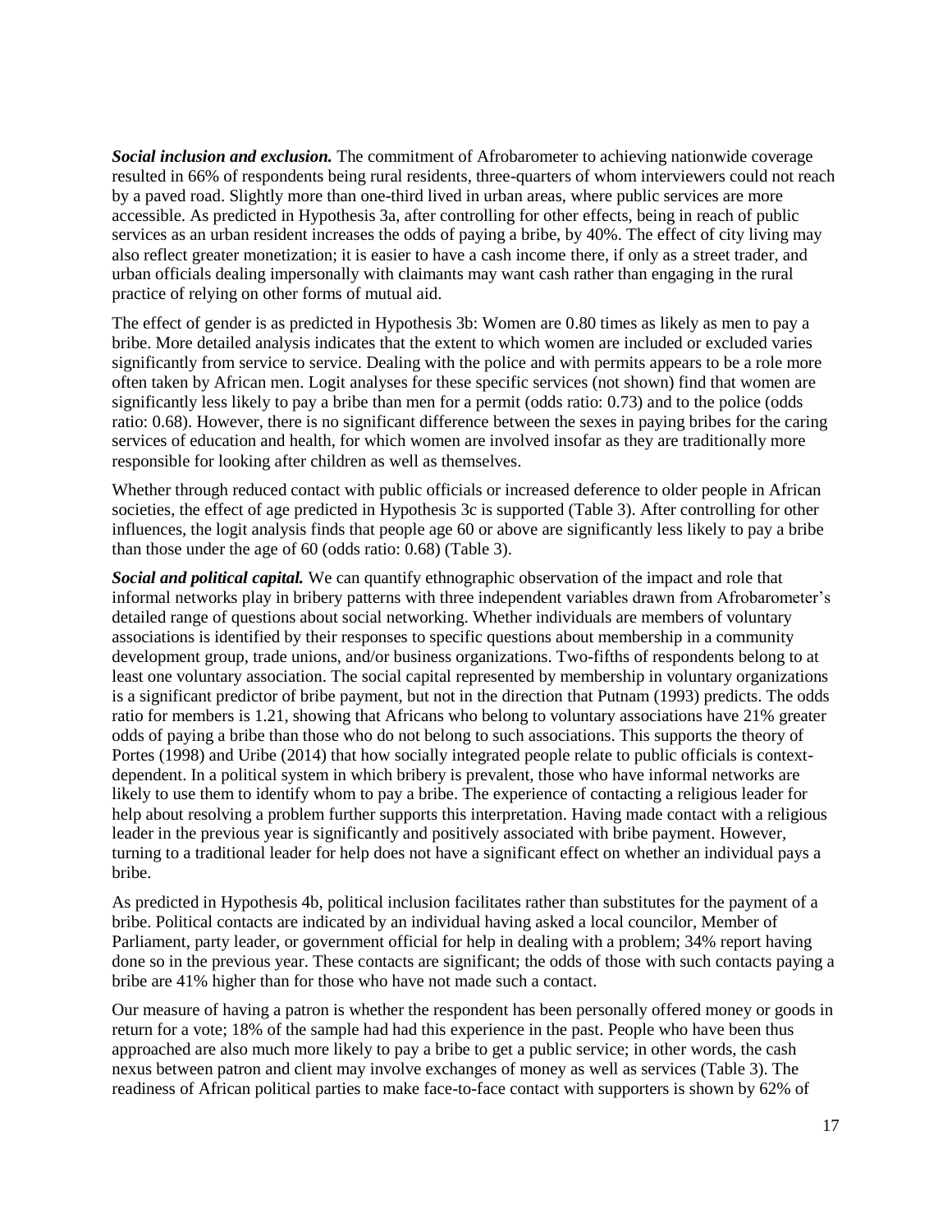***Social inclusion and exclusion.*** The commitment of Afrobarometer to achieving nationwide coverage resulted in 66% of respondents being rural residents, three-quarters of whom interviewers could not reach by a paved road. Slightly more than one-third lived in urban areas, where public services are more accessible. As predicted in Hypothesis 3a, after controlling for other effects, being in reach of public services as an urban resident increases the odds of paying a bribe, by 40%. The effect of city living may also reflect greater monetization; it is easier to have a cash income there, if only as a street trader, and urban officials dealing impersonally with claimants may want cash rather than engaging in the rural practice of relying on other forms of mutual aid.

The effect of gender is as predicted in Hypothesis 3b: Women are 0.80 times as likely as men to pay a bribe. More detailed analysis indicates that the extent to which women are included or excluded varies significantly from service to service. Dealing with the police and with permits appears to be a role more often taken by African men. Logit analyses for these specific services (not shown) find that women are significantly less likely to pay a bribe than men for a permit (odds ratio: 0.73) and to the police (odds ratio: 0.68). However, there is no significant difference between the sexes in paying bribes for the caring services of education and health, for which women are involved insofar as they are traditionally more responsible for looking after children as well as themselves.

Whether through reduced contact with public officials or increased deference to older people in African societies, the effect of age predicted in Hypothesis 3c is supported (Table 3). After controlling for other influences, the logit analysis finds that people age 60 or above are significantly less likely to pay a bribe than those under the age of 60 (odds ratio: 0.68) (Table 3).

***Social and political capital.*** We can quantify ethnographic observation of the impact and role that informal networks play in bribery patterns with three independent variables drawn from Afrobarometer's detailed range of questions about social networking. Whether individuals are members of voluntary associations is identified by their responses to specific questions about membership in a community development group, trade unions, and/or business organizations. Two-fifths of respondents belong to at least one voluntary association. The social capital represented by membership in voluntary organizations is a significant predictor of bribe payment, but not in the direction that Putnam (1993) predicts. The odds ratio for members is 1.21, showing that Africans who belong to voluntary associations have 21% greater odds of paying a bribe than those who do not belong to such associations. This supports the theory of Portes (1998) and Uribe (2014) that how socially integrated people relate to public officials is context-dependent. In a political system in which bribery is prevalent, those who have informal networks are likely to use them to identify whom to pay a bribe. The experience of contacting a religious leader for help about resolving a problem further supports this interpretation. Having made contact with a religious leader in the previous year is significantly and positively associated with bribe payment. However, turning to a traditional leader for help does not have a significant effect on whether an individual pays a bribe.

As predicted in Hypothesis 4b, political inclusion facilitates rather than substitutes for the payment of a bribe. Political contacts are indicated by an individual having asked a local councilor, Member of Parliament, party leader, or government official for help in dealing with a problem; 34% report having done so in the previous year. These contacts are significant; the odds of those with such contacts paying a bribe are 41% higher than for those who have not made such a contact.

Our measure of having a patron is whether the respondent has been personally offered money or goods in return for a vote; 18% of the sample had had this experience in the past. People who have been thus approached are also much more likely to pay a bribe to get a public service; in other words, the cash nexus between patron and client may involve exchanges of money as well as services (Table 3). The readiness of African political parties to make face-to-face contact with supporters is shown by 62% of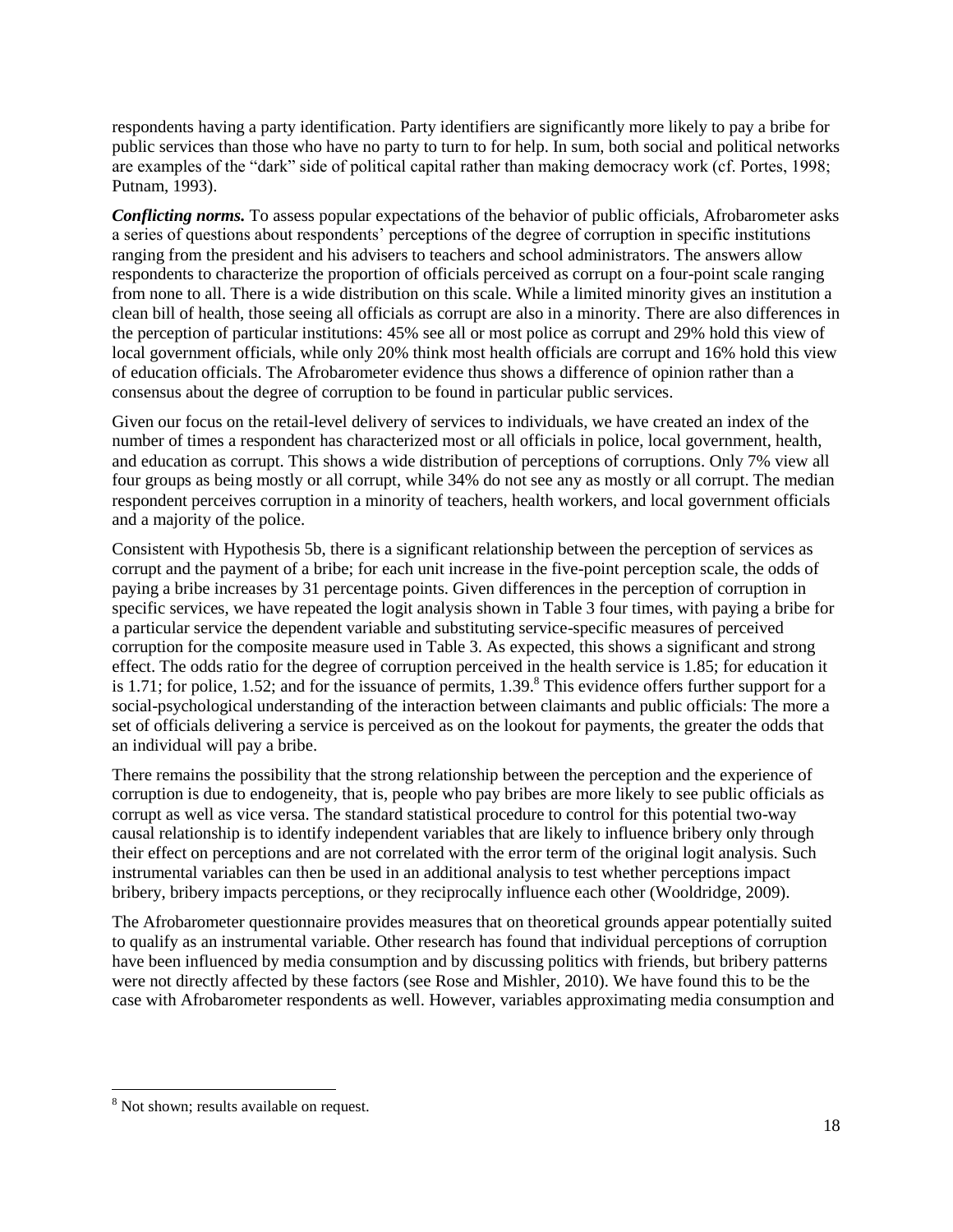respondents having a party identification. Party identifiers are significantly more likely to pay a bribe for public services than those who have no party to turn to for help. In sum, both social and political networks are examples of the "dark" side of political capital rather than making democracy work (cf. Portes, 1998; Putnam, 1993).

***Conflicting norms.*** To assess popular expectations of the behavior of public officials, Afrobarometer asks a series of questions about respondents' perceptions of the degree of corruption in specific institutions ranging from the president and his advisers to teachers and school administrators. The answers allow respondents to characterize the proportion of officials perceived as corrupt on a four-point scale ranging from none to all. There is a wide distribution on this scale. While a limited minority gives an institution a clean bill of health, those seeing all officials as corrupt are also in a minority. There are also differences in the perception of particular institutions: 45% see all or most police as corrupt and 29% hold this view of local government officials, while only 20% think most health officials are corrupt and 16% hold this view of education officials. The Afrobarometer evidence thus shows a difference of opinion rather than a consensus about the degree of corruption to be found in particular public services.

Given our focus on the retail-level delivery of services to individuals, we have created an index of the number of times a respondent has characterized most or all officials in police, local government, health, and education as corrupt. This shows a wide distribution of perceptions of corruptions. Only 7% view all four groups as being mostly or all corrupt, while 34% do not see any as mostly or all corrupt. The median respondent perceives corruption in a minority of teachers, health workers, and local government officials and a majority of the police.

Consistent with Hypothesis 5b, there is a significant relationship between the perception of services as corrupt and the payment of a bribe; for each unit increase in the five-point perception scale, the odds of paying a bribe increases by 31 percentage points. Given differences in the perception of corruption in specific services, we have repeated the logit analysis shown in Table 3 four times, with paying a bribe for a particular service the dependent variable and substituting service-specific measures of perceived corruption for the composite measure used in Table 3. As expected, this shows a significant and strong effect. The odds ratio for the degree of corruption perceived in the health service is 1.85; for education it is 1.71; for police, 1.52; and for the issuance of permits, 1.39.[8] This evidence offers further support for a social-psychological understanding of the interaction between claimants and public officials: The more a set of officials delivering a service is perceived as on the lookout for payments, the greater the odds that an individual will pay a bribe.

There remains the possibility that the strong relationship between the perception and the experience of corruption is due to endogeneity, that is, people who pay bribes are more likely to see public officials as corrupt as well as vice versa. The standard statistical procedure to control for this potential two-way causal relationship is to identify independent variables that are likely to influence bribery only through their effect on perceptions and are not correlated with the error term of the original logit analysis. Such instrumental variables can then be used in an additional analysis to test whether perceptions impact bribery, bribery impacts perceptions, or they reciprocally influence each other (Wooldridge, 2009).

The Afrobarometer questionnaire provides measures that on theoretical grounds appear potentially suited to qualify as an instrumental variable. Other research has found that individual perceptions of corruption have been influenced by media consumption and by discussing politics with friends, but bribery patterns were not directly affected by these factors (see Rose and Mishler, 2010). We have found this to be the case with Afrobarometer respondents as well. However, variables approximating media consumption and

[8] Not shown; results available on request.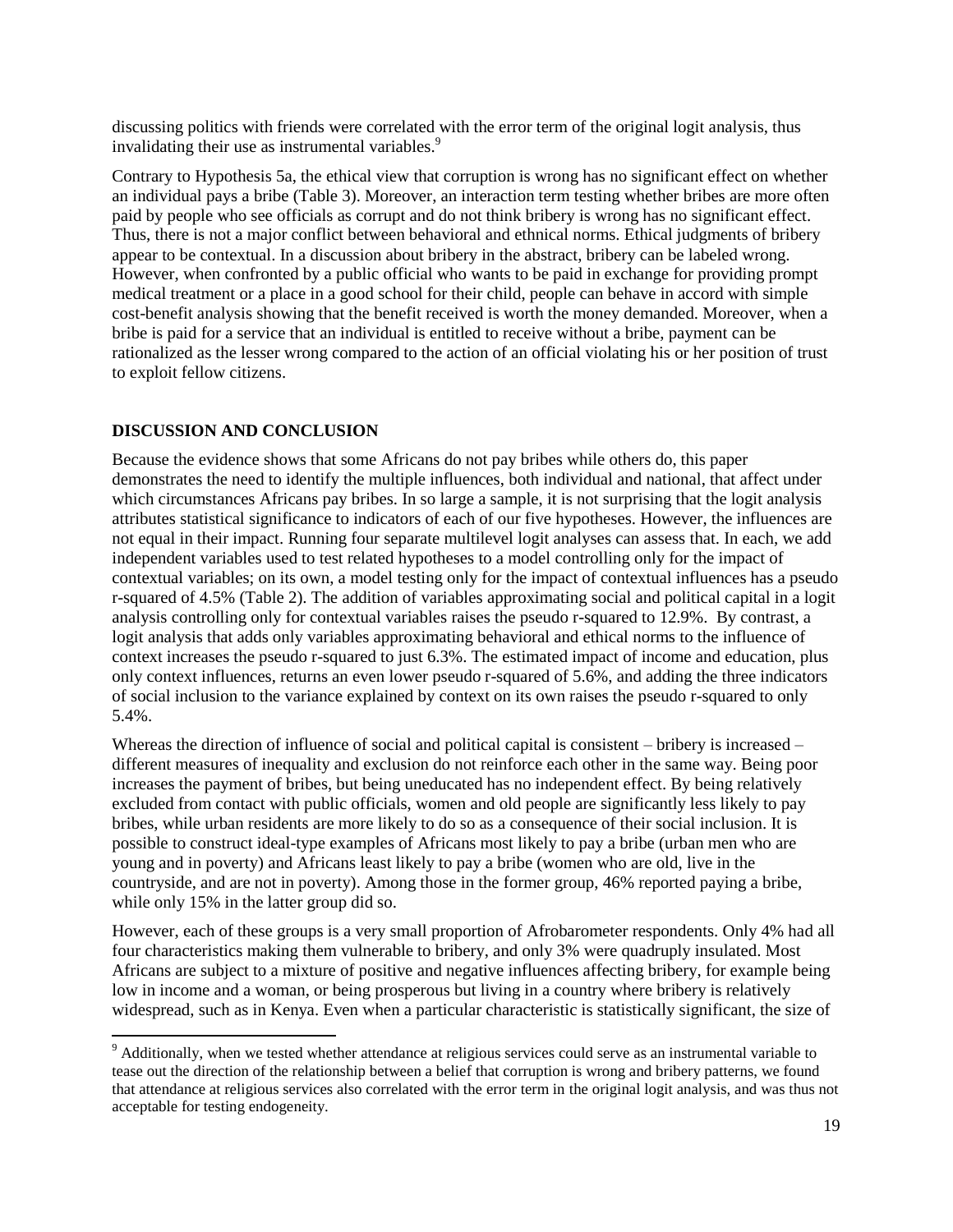discussing politics with friends were correlated with the error term of the original logit analysis, thus invalidating their use as instrumental variables.[9]

Contrary to Hypothesis 5a, the ethical view that corruption is wrong has no significant effect on whether an individual pays a bribe (Table 3). Moreover, an interaction term testing whether bribes are more often paid by people who see officials as corrupt and do not think bribery is wrong has no significant effect. Thus, there is not a major conflict between behavioral and ethnical norms. Ethical judgments of bribery appear to be contextual. In a discussion about bribery in the abstract, bribery can be labeled wrong. However, when confronted by a public official who wants to be paid in exchange for providing prompt medical treatment or a place in a good school for their child, people can behave in accord with simple cost-benefit analysis showing that the benefit received is worth the money demanded. Moreover, when a bribe is paid for a service that an individual is entitled to receive without a bribe, payment can be rationalized as the lesser wrong compared to the action of an official violating his or her position of trust to exploit fellow citizens.

## DISCUSSION AND CONCLUSION

Because the evidence shows that some Africans do not pay bribes while others do, this paper demonstrates the need to identify the multiple influences, both individual and national, that affect under which circumstances Africans pay bribes. In so large a sample, it is not surprising that the logit analysis attributes statistical significance to indicators of each of our five hypotheses. However, the influences are not equal in their impact. Running four separate multilevel logit analyses can assess that. In each, we add independent variables used to test related hypotheses to a model controlling only for the impact of contextual variables; on its own, a model testing only for the impact of contextual influences has a pseudo r-squared of 4.5% (Table 2). The addition of variables approximating social and political capital in a logit analysis controlling only for contextual variables raises the pseudo r-squared to 12.9%. By contrast, a logit analysis that adds only variables approximating behavioral and ethical norms to the influence of context increases the pseudo r-squared to just 6.3%. The estimated impact of income and education, plus only context influences, returns an even lower pseudo r-squared of 5.6%, and adding the three indicators of social inclusion to the variance explained by context on its own raises the pseudo r-squared to only 5.4%.

Whereas the direction of influence of social and political capital is consistent – bribery is increased – different measures of inequality and exclusion do not reinforce each other in the same way. Being poor increases the payment of bribes, but being uneducated has no independent effect. By being relatively excluded from contact with public officials, women and old people are significantly less likely to pay bribes, while urban residents are more likely to do so as a consequence of their social inclusion. It is possible to construct ideal-type examples of Africans most likely to pay a bribe (urban men who are young and in poverty) and Africans least likely to pay a bribe (women who are old, live in the countryside, and are not in poverty). Among those in the former group, 46% reported paying a bribe, while only 15% in the latter group did so.

However, each of these groups is a very small proportion of Afrobarometer respondents. Only 4% had all four characteristics making them vulnerable to bribery, and only 3% were quadruply insulated. Most Africans are subject to a mixture of positive and negative influences affecting bribery, for example being low in income and a woman, or being prosperous but living in a country where bribery is relatively widespread, such as in Kenya. Even when a particular characteristic is statistically significant, the size of

---

[9] Additionally, when we tested whether attendance at religious services could serve as an instrumental variable to tease out the direction of the relationship between a belief that corruption is wrong and bribery patterns, we found that attendance at religious services also correlated with the error term in the original logit analysis, and was thus not acceptable for testing endogeneity.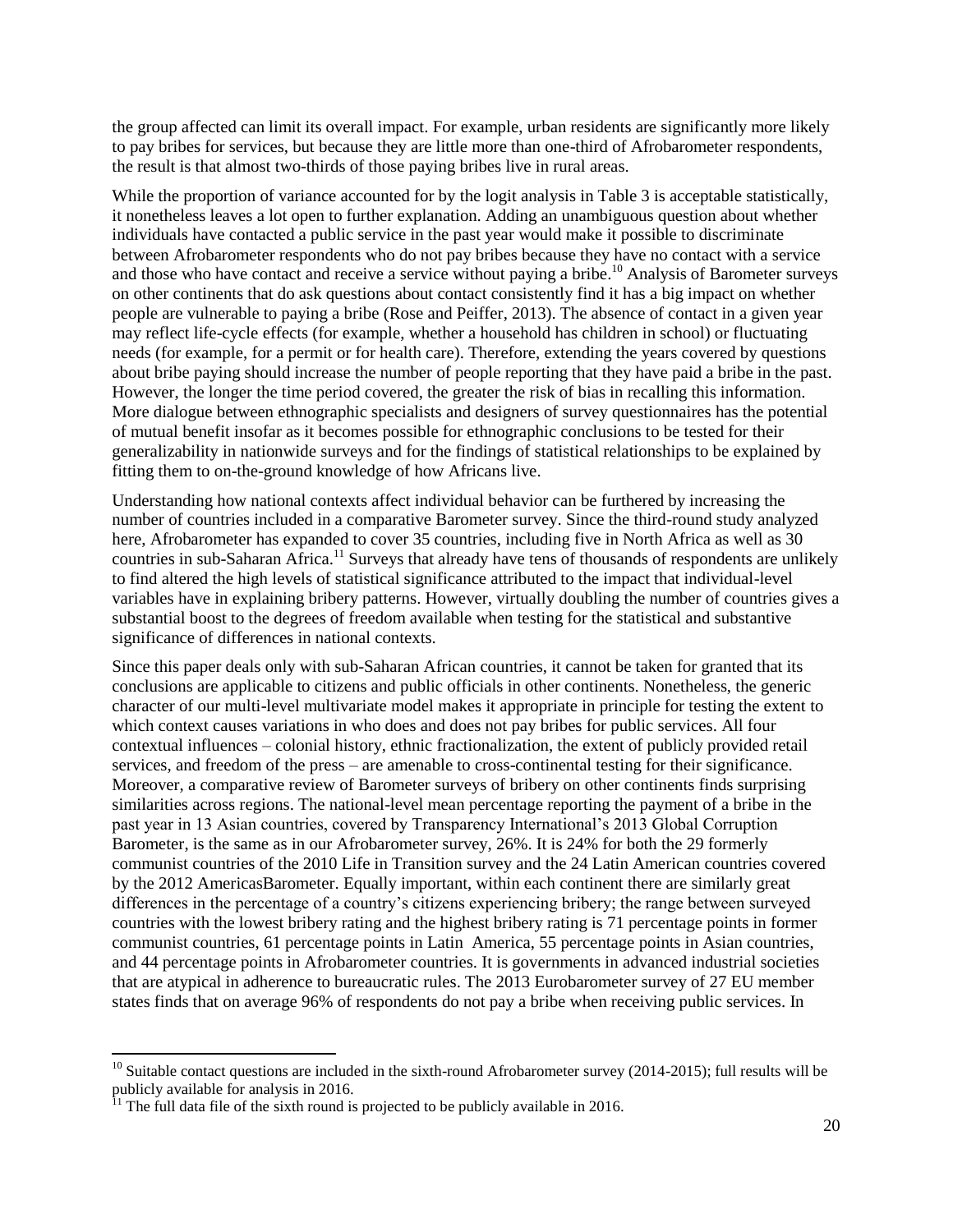the group affected can limit its overall impact. For example, urban residents are significantly more likely to pay bribes for services, but because they are little more than one-third of Afrobarometer respondents, the result is that almost two-thirds of those paying bribes live in rural areas.

While the proportion of variance accounted for by the logit analysis in Table 3 is acceptable statistically, it nonetheless leaves a lot open to further explanation. Adding an unambiguous question about whether individuals have contacted a public service in the past year would make it possible to discriminate between Afrobarometer respondents who do not pay bribes because they have no contact with a service and those who have contact and receive a service without paying a bribe.[10] Analysis of Barometer surveys on other continents that do ask questions about contact consistently find it has a big impact on whether people are vulnerable to paying a bribe (Rose and Peiffer, 2013). The absence of contact in a given year may reflect life-cycle effects (for example, whether a household has children in school) or fluctuating needs (for example, for a permit or for health care). Therefore, extending the years covered by questions about bribe paying should increase the number of people reporting that they have paid a bribe in the past. However, the longer the time period covered, the greater the risk of bias in recalling this information. More dialogue between ethnographic specialists and designers of survey questionnaires has the potential of mutual benefit insofar as it becomes possible for ethnographic conclusions to be tested for their generalizability in nationwide surveys and for the findings of statistical relationships to be explained by fitting them to on-the-ground knowledge of how Africans live.

Understanding how national contexts affect individual behavior can be furthered by increasing the number of countries included in a comparative Barometer survey. Since the third-round study analyzed here, Afrobarometer has expanded to cover 35 countries, including five in North Africa as well as 30 countries in sub-Saharan Africa.[11] Surveys that already have tens of thousands of respondents are unlikely to find altered the high levels of statistical significance attributed to the impact that individual-level variables have in explaining bribery patterns. However, virtually doubling the number of countries gives a substantial boost to the degrees of freedom available when testing for the statistical and substantive significance of differences in national contexts.

Since this paper deals only with sub-Saharan African countries, it cannot be taken for granted that its conclusions are applicable to citizens and public officials in other continents. Nonetheless, the generic character of our multi-level multivariate model makes it appropriate in principle for testing the extent to which context causes variations in who does and does not pay bribes for public services. All four contextual influences – colonial history, ethnic fractionalization, the extent of publicly provided retail services, and freedom of the press – are amenable to cross-continental testing for their significance. Moreover, a comparative review of Barometer surveys of bribery on other continents finds surprising similarities across regions. The national-level mean percentage reporting the payment of a bribe in the past year in 13 Asian countries, covered by Transparency International's 2013 Global Corruption Barometer, is the same as in our Afrobarometer survey, 26%. It is 24% for both the 29 formerly communist countries of the 2010 Life in Transition survey and the 24 Latin American countries covered by the 2012 AmericasBarometer. Equally important, within each continent there are similarly great differences in the percentage of a country's citizens experiencing bribery; the range between surveyed countries with the lowest bribery rating and the highest bribery rating is 71 percentage points in former communist countries, 61 percentage points in Latin America, 55 percentage points in Asian countries, and 44 percentage points in Afrobarometer countries. It is governments in advanced industrial societies that are atypical in adherence to bureaucratic rules. The 2013 Eurobarometer survey of 27 EU member states finds that on average 96% of respondents do not pay a bribe when receiving public services. In

---

[10] Suitable contact questions are included in the sixth-round Afrobarometer survey (2014-2015); full results will be publicly available for analysis in 2016.

[11] The full data file of the sixth round is projected to be publicly available in 2016.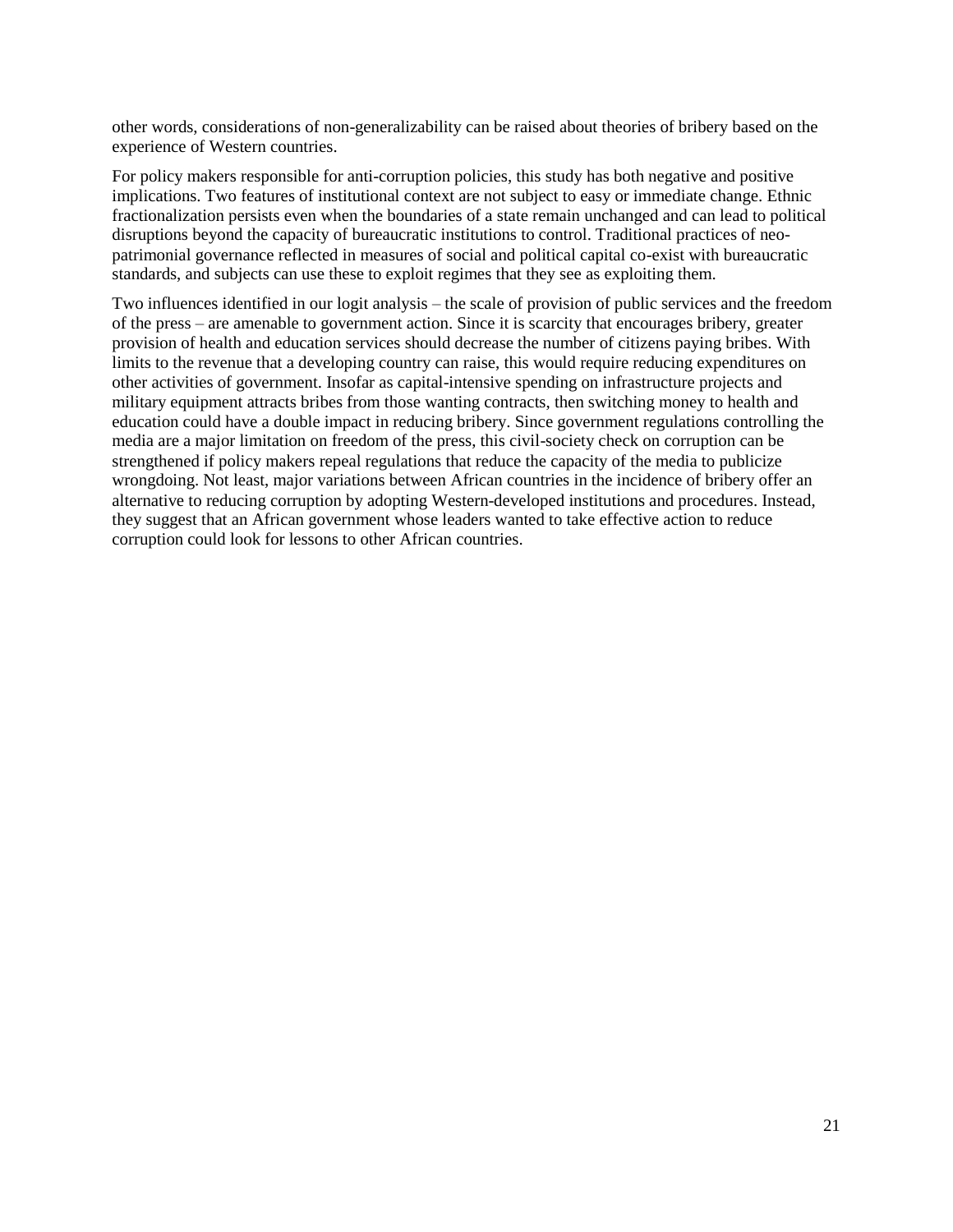other words, considerations of non-generalizability can be raised about theories of bribery based on the experience of Western countries.

For policy makers responsible for anti-corruption policies, this study has both negative and positive implications. Two features of institutional context are not subject to easy or immediate change. Ethnic fractionalization persists even when the boundaries of a state remain unchanged and can lead to political disruptions beyond the capacity of bureaucratic institutions to control. Traditional practices of neo-patrimonial governance reflected in measures of social and political capital co-exist with bureaucratic standards, and subjects can use these to exploit regimes that they see as exploiting them.

Two influences identified in our logit analysis – the scale of provision of public services and the freedom of the press – are amenable to government action. Since it is scarcity that encourages bribery, greater provision of health and education services should decrease the number of citizens paying bribes. With limits to the revenue that a developing country can raise, this would require reducing expenditures on other activities of government. Insofar as capital-intensive spending on infrastructure projects and military equipment attracts bribes from those wanting contracts, then switching money to health and education could have a double impact in reducing bribery. Since government regulations controlling the media are a major limitation on freedom of the press, this civil-society check on corruption can be strengthened if policy makers repeal regulations that reduce the capacity of the media to publicize wrongdoing. Not least, major variations between African countries in the incidence of bribery offer an alternative to reducing corruption by adopting Western-developed institutions and procedures. Instead, they suggest that an African government whose leaders wanted to take effective action to reduce corruption could look for lessons to other African countries.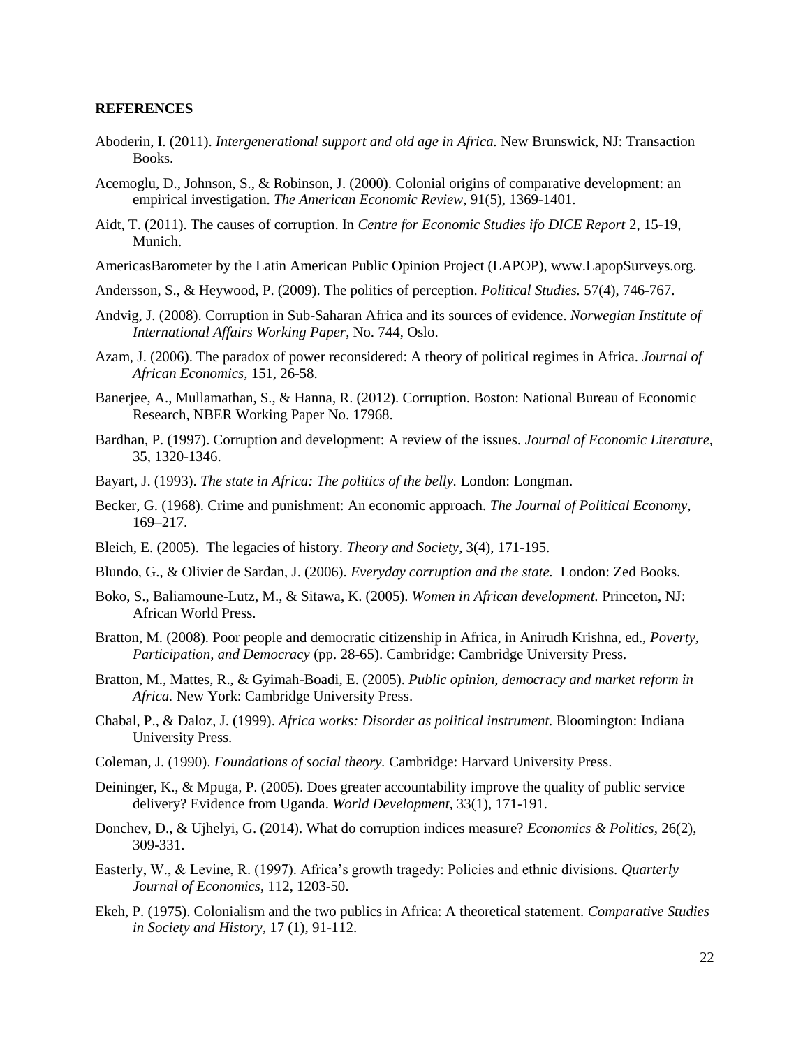**REFERENCES**

Aboderin, I. (2011). *Intergenerational support and old age in Africa.* New Brunswick, NJ: Transaction Books.

Acemoglu, D., Johnson, S., & Robinson, J. (2000). Colonial origins of comparative development: an empirical investigation. *The American Economic Review,* 91(5), 1369-1401.

Aidt, T. (2011). The causes of corruption. In *Centre for Economic Studies ifo DICE Report* 2, 15-19, Munich.

AmericasBarometer by the Latin American Public Opinion Project (LAPOP), www.LapopSurveys.org.

Andersson, S., & Heywood, P. (2009). The politics of perception. *Political Studies.* 57(4), 746-767.

Andvig, J. (2008). Corruption in Sub-Saharan Africa and its sources of evidence. *Norwegian Institute of International Affairs Working Paper*, No. 744, Oslo.

Azam, J. (2006). The paradox of power reconsidered: A theory of political regimes in Africa. *Journal of African Economics,* 151, 26-58.

Banerjee, A., Mullamathan, S., & Hanna, R. (2012). Corruption. Boston: National Bureau of Economic Research, NBER Working Paper No. 17968.

Bardhan, P. (1997). Corruption and development: A review of the issues. *Journal of Economic Literature,* 35, 1320-1346.

Bayart, J. (1993). *The state in Africa: The politics of the belly.* London: Longman.

Becker, G. (1968). Crime and punishment: An economic approach. *The Journal of Political Economy,* 169–217.

Bleich, E. (2005). The legacies of history. *Theory and Society,* 3(4), 171-195.

Blundo, G., & Olivier de Sardan, J. (2006). *Everyday corruption and the state.* London: Zed Books.

Boko, S., Baliamoune-Lutz, M., & Sitawa, K. (2005). *Women in African development.* Princeton, NJ: African World Press.

Bratton, M. (2008). Poor people and democratic citizenship in Africa, in Anirudh Krishna, ed., *Poverty, Participation, and Democracy* (pp. 28-65). Cambridge: Cambridge University Press.

Bratton, M., Mattes, R., & Gyimah-Boadi, E. (2005). *Public opinion, democracy and market reform in Africa.* New York: Cambridge University Press.

Chabal, P., & Daloz, J. (1999). *Africa works: Disorder as political instrument.* Bloomington: Indiana University Press.

Coleman, J. (1990). *Foundations of social theory.* Cambridge: Harvard University Press.

Deininger, K., & Mpuga, P. (2005). Does greater accountability improve the quality of public service delivery? Evidence from Uganda. *World Development,* 33(1), 171-191.

Donchev, D., & Ujhelyi, G. (2014). What do corruption indices measure? *Economics & Politics,* 26(2), 309-331.

Easterly, W., & Levine, R. (1997). Africa's growth tragedy: Policies and ethnic divisions. *Quarterly Journal of Economics*, 112, 1203-50.

Ekeh, P. (1975). Colonialism and the two publics in Africa: A theoretical statement. *Comparative Studies in Society and History,* 17 (1), 91-112.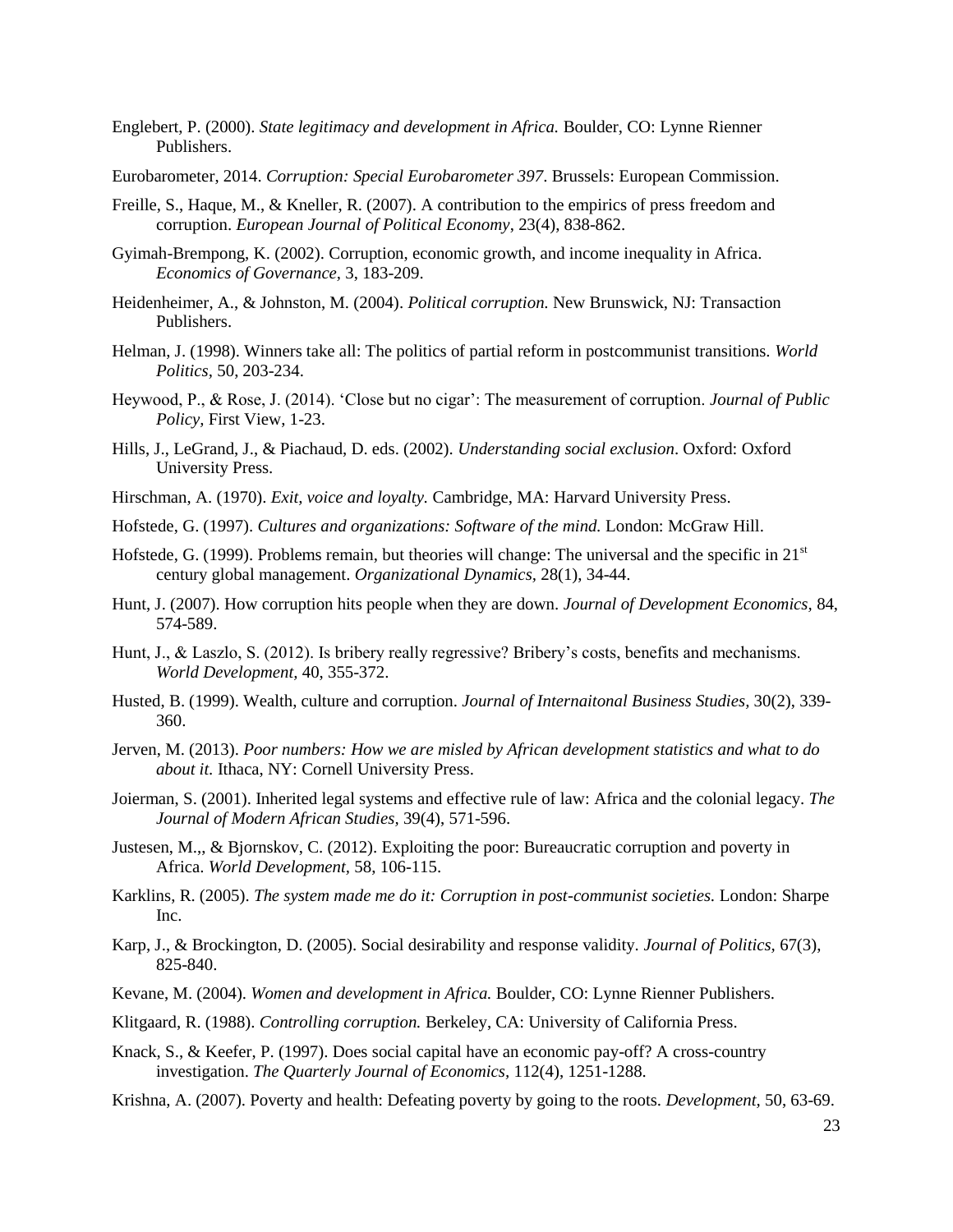Englebert, P. (2000). *State legitimacy and development in Africa.* Boulder, CO: Lynne Rienner Publishers.

Eurobarometer, 2014. *Corruption: Special Eurobarometer 397*. Brussels: European Commission.

Freille, S., Haque, M., & Kneller, R. (2007). A contribution to the empirics of press freedom and corruption. *European Journal of Political Economy*, 23(4), 838-862.

Gyimah-Brempong, K. (2002). Corruption, economic growth, and income inequality in Africa. *Economics of Governance*, 3, 183-209.

Heidenheimer, A., & Johnston, M. (2004). *Political corruption.* New Brunswick, NJ: Transaction Publishers.

Helman, J. (1998). Winners take all: The politics of partial reform in postcommunist transitions. *World Politics*, 50, 203-234.

Heywood, P., & Rose, J. (2014). 'Close but no cigar': The measurement of corruption. *Journal of Public Policy,* First View, 1-23.

Hills, J., LeGrand, J., & Piachaud, D. eds. (2002). *Understanding social exclusion*. Oxford: Oxford University Press.

Hirschman, A. (1970). *Exit, voice and loyalty.* Cambridge, MA: Harvard University Press.

Hofstede, G. (1997). *Cultures and organizations: Software of the mind.* London: McGraw Hill.

Hofstede, G. (1999). Problems remain, but theories will change: The universal and the specific in 21st century global management. *Organizational Dynamics*, 28(1), 34-44.

Hunt, J. (2007). How corruption hits people when they are down. *Journal of Development Economics,* 84, 574-589.

Hunt, J., & Laszlo, S. (2012). Is bribery really regressive? Bribery's costs, benefits and mechanisms. *World Development,* 40, 355-372.

Husted, B. (1999). Wealth, culture and corruption. *Journal of Internaitonal Business Studies,* 30(2), 339-360.

Jerven, M. (2013). *Poor numbers: How we are misled by African development statistics and what to do about it.* Ithaca, NY: Cornell University Press.

Joierman, S. (2001). Inherited legal systems and effective rule of law: Africa and the colonial legacy. *The Journal of Modern African Studies*, 39(4), 571-596.

Justesen, M.,, & Bjornskov, C. (2012). Exploiting the poor: Bureaucratic corruption and poverty in Africa. *World Development*, 58, 106-115.

Karklins, R. (2005). *The system made me do it: Corruption in post-communist societies.* London: Sharpe Inc.

Karp, J., & Brockington, D. (2005). Social desirability and response validity. *Journal of Politics*, 67(3), 825-840.

Kevane, M. (2004). *Women and development in Africa.* Boulder, CO: Lynne Rienner Publishers.

Klitgaard, R. (1988). *Controlling corruption.* Berkeley, CA: University of California Press.

Knack, S., & Keefer, P. (1997). Does social capital have an economic pay-off? A cross-country investigation. *The Quarterly Journal of Economics*, 112(4), 1251-1288.

Krishna, A. (2007). Poverty and health: Defeating poverty by going to the roots. *Development*, 50, 63-69.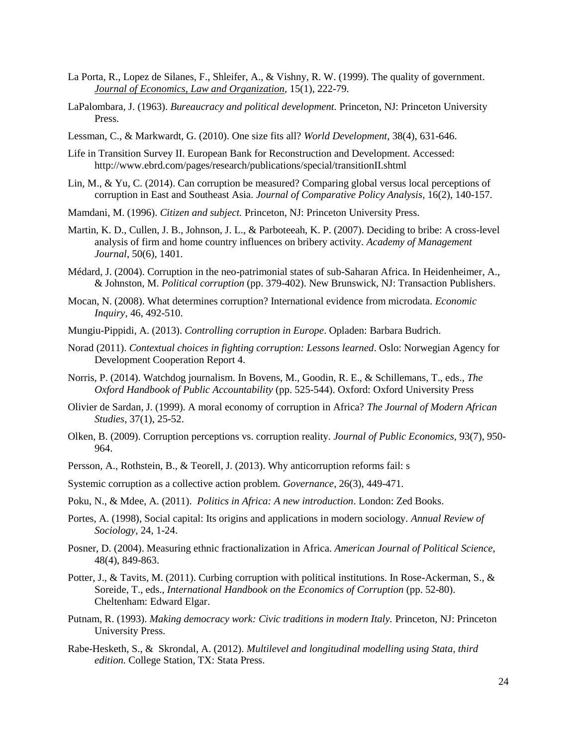La Porta, R., Lopez de Silanes, F., Shleifer, A., & Vishny, R. W. (1999). The quality of government. *Journal of Economics, Law and Organization,* 15(1), 222-79.

LaPalombara, J. (1963). *Bureaucracy and political development.* Princeton, NJ: Princeton University Press.

Lessman, C., & Markwardt, G. (2010). One size fits all? *World Development*, 38(4), 631-646.

Life in Transition Survey II. European Bank for Reconstruction and Development. Accessed: http://www.ebrd.com/pages/research/publications/special/transitionII.shtml

Lin, M., & Yu, C. (2014). Can corruption be measured? Comparing global versus local perceptions of corruption in East and Southeast Asia. *Journal of Comparative Policy Analysis,* 16(2), 140-157.

Mamdani, M. (1996). *Citizen and subject.* Princeton, NJ: Princeton University Press.

Martin, K. D., Cullen, J. B., Johnson, J. L., & Parboteeah, K. P. (2007). Deciding to bribe: A cross-level analysis of firm and home country influences on bribery activity. *Academy of Management Journal*, 50(6), 1401.

Médard, J. (2004). Corruption in the neo-patrimonial states of sub-Saharan Africa. In Heidenheimer, A., & Johnston, M. *Political corruption* (pp. 379-402). New Brunswick, NJ: Transaction Publishers.

Mocan, N. (2008). What determines corruption? International evidence from microdata. *Economic Inquiry,* 46, 492-510.

Mungiu-Pippidi, A. (2013). *Controlling corruption in Europe*. Opladen: Barbara Budrich.

Norad (2011). *Contextual choices in fighting corruption: Lessons learned*. Oslo: Norwegian Agency for Development Cooperation Report 4.

Norris, P. (2014). Watchdog journalism. In Bovens, M., Goodin, R. E., & Schillemans, T., eds., *The Oxford Handbook of Public Accountability* (pp. 525-544). Oxford: Oxford University Press

Olivier de Sardan, J. (1999). A moral economy of corruption in Africa? *The Journal of Modern African Studies,* 37(1), 25-52.

Olken, B. (2009). Corruption perceptions vs. corruption reality. *Journal of Public Economics,* 93(7), 950-964.

Persson, A., Rothstein, B., & Teorell, J. (2013). Why anticorruption reforms fail: s

Systemic corruption as a collective action problem. *Governance*, 26(3), 449-471.

Poku, N., & Mdee, A. (2011). *Politics in Africa: A new introduction*. London: Zed Books.

Portes, A. (1998), Social capital: Its origins and applications in modern sociology. *Annual Review of Sociology,* 24, 1-24.

Posner, D. (2004). Measuring ethnic fractionalization in Africa. *American Journal of Political Science,* 48(4), 849-863.

Potter, J., & Tavits, M. (2011). Curbing corruption with political institutions. In Rose-Ackerman, S., & Soreide, T., eds., *International Handbook on the Economics of Corruption* (pp. 52-80). Cheltenham: Edward Elgar.

Putnam, R. (1993). *Making democracy work: Civic traditions in modern Italy.* Princeton, NJ: Princeton University Press.

Rabe-Hesketh, S., & Skrondal, A. (2012). *Multilevel and longitudinal modelling using Stata, third edition.* College Station, TX: Stata Press.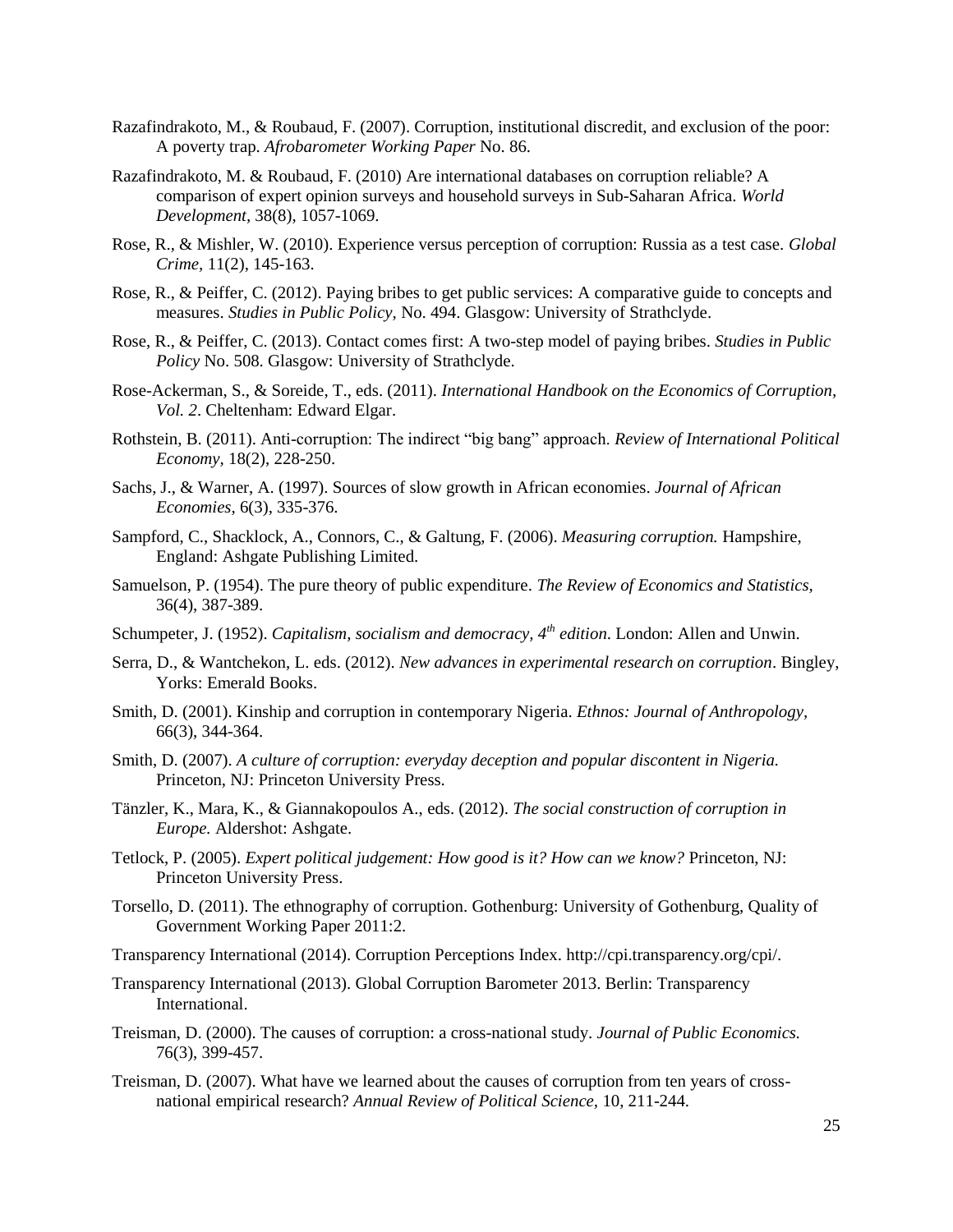Razafindrakoto, M., & Roubaud, F. (2007). Corruption, institutional discredit, and exclusion of the poor: A poverty trap. *Afrobarometer Working Paper* No. 86.

Razafindrakoto, M. & Roubaud, F. (2010) Are international databases on corruption reliable? A comparison of expert opinion surveys and household surveys in Sub-Saharan Africa. *World Development,* 38(8), 1057-1069.

Rose, R., & Mishler, W. (2010). Experience versus perception of corruption: Russia as a test case. *Global Crime,* 11(2), 145-163.

Rose, R., & Peiffer, C. (2012). Paying bribes to get public services: A comparative guide to concepts and measures. *Studies in Public Policy,* No. 494. Glasgow: University of Strathclyde.

Rose, R., & Peiffer, C. (2013). Contact comes first: A two-step model of paying bribes. *Studies in Public Policy* No. 508. Glasgow: University of Strathclyde.

Rose-Ackerman, S., & Soreide, T., eds. (2011). *International Handbook on the Economics of Corruption, Vol. 2*. Cheltenham: Edward Elgar.

Rothstein, B. (2011). Anti-corruption: The indirect "big bang" approach. *Review of International Political Economy,* 18(2), 228-250.

Sachs, J., & Warner, A. (1997). Sources of slow growth in African economies. *Journal of African Economies,* 6(3), 335-376.

Sampford, C., Shacklock, A., Connors, C., & Galtung, F. (2006). *Measuring corruption.* Hampshire, England: Ashgate Publishing Limited.

Samuelson, P. (1954). The pure theory of public expenditure. *The Review of Economics and Statistics,* 36(4), 387-389.

Schumpeter, J. (1952). *Capitalism, socialism and democracy, 4th edition*. London: Allen and Unwin.

Serra, D., & Wantchekon, L. eds. (2012). *New advances in experimental research on corruption*. Bingley, Yorks: Emerald Books.

Smith, D. (2001). Kinship and corruption in contemporary Nigeria. *Ethnos: Journal of Anthropology,* 66(3), 344-364.

Smith, D. (2007). *A culture of corruption: everyday deception and popular discontent in Nigeria.* Princeton, NJ: Princeton University Press.

Tänzler, K., Mara, K., & Giannakopoulos A., eds. (2012). *The social construction of corruption in Europe.* Aldershot: Ashgate.

Tetlock, P. (2005). *Expert political judgement: How good is it? How can we know?* Princeton, NJ: Princeton University Press.

Torsello, D. (2011). The ethnography of corruption. Gothenburg: University of Gothenburg, Quality of Government Working Paper 2011:2.

Transparency International (2014). Corruption Perceptions Index. http://cpi.transparency.org/cpi/.

Transparency International (2013). Global Corruption Barometer 2013. Berlin: Transparency International.

Treisman, D. (2000). The causes of corruption: a cross-national study. *Journal of Public Economics.* 76(3), 399-457.

Treisman, D. (2007). What have we learned about the causes of corruption from ten years of cross-national empirical research? *Annual Review of Political Science,* 10, 211-244.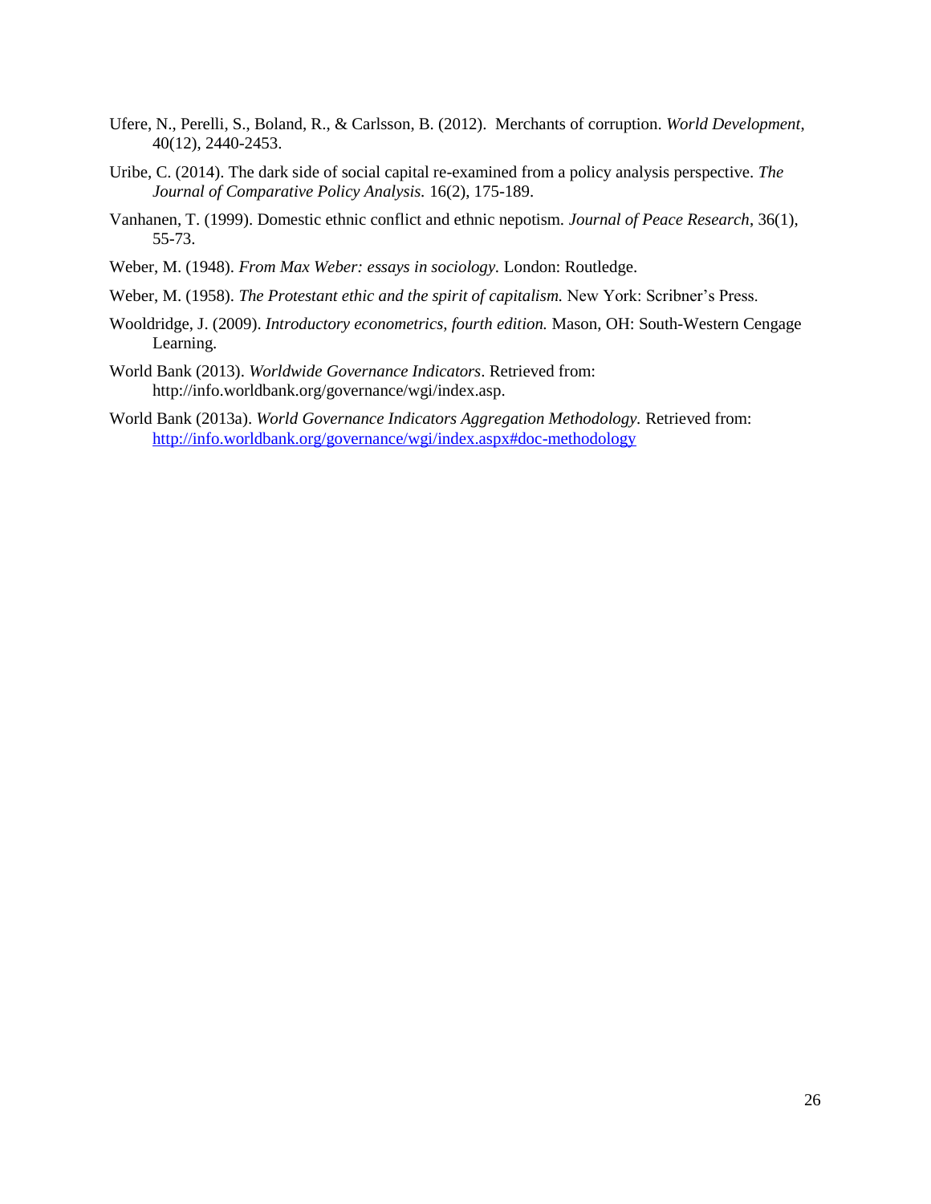Ufere, N., Perelli, S., Boland, R., & Carlsson, B. (2012). Merchants of corruption. *World Development*, 40(12), 2440-2453.

Uribe, C. (2014). The dark side of social capital re-examined from a policy analysis perspective. *The Journal of Comparative Policy Analysis.* 16(2), 175-189.

Vanhanen, T. (1999). Domestic ethnic conflict and ethnic nepotism. *Journal of Peace Research*, 36(1), 55-73.

Weber, M. (1948). *From Max Weber: essays in sociology.* London: Routledge.

Weber, M. (1958). *The Protestant ethic and the spirit of capitalism.* New York: Scribner's Press.

Wooldridge, J. (2009). *Introductory econometrics, fourth edition.* Mason, OH: South-Western Cengage Learning.

World Bank (2013). *Worldwide Governance Indicators*. Retrieved from: http://info.worldbank.org/governance/wgi/index.asp.

World Bank (2013a). *World Governance Indicators Aggregation Methodology.* Retrieved from: http://info.worldbank.org/governance/wgi/index.aspx#doc-methodology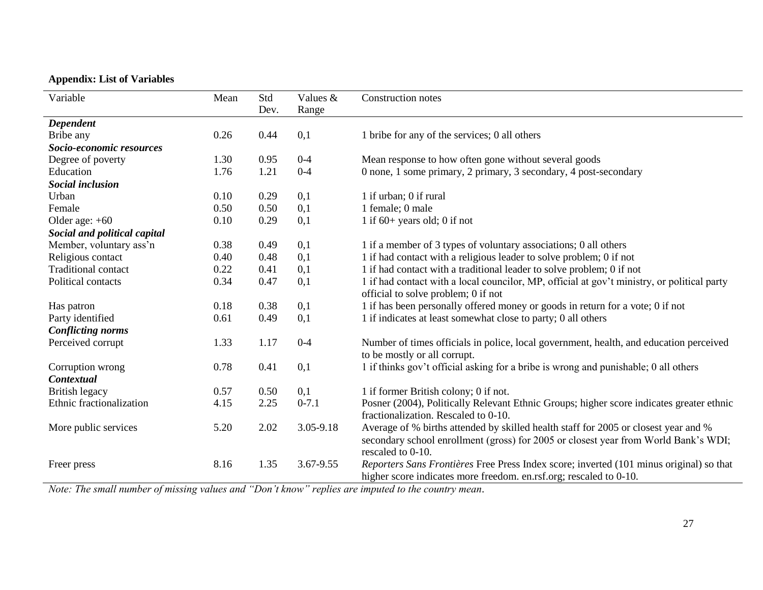**Appendix: List of Variables**

| Variable | Mean | Std Dev. | Values & Range | Construction notes |
|---|---|---|---|---|
| ***Dependent*** | | | | |
| Bribe any | 0.26 | 0.44 | 0,1 | 1 bribe for any of the services; 0 all others |
| ***Socio-economic resources*** | | | | |
| Degree of poverty | 1.30 | 0.95 | 0-4 | Mean response to how often gone without several goods |
| Education | 1.76 | 1.21 | 0-4 | 0 none, 1 some primary, 2 primary, 3 secondary, 4 post-secondary |
| ***Social inclusion*** | | | | |
| Urban | 0.10 | 0.29 | 0,1 | 1 if urban; 0 if rural |
| Female | 0.50 | 0.50 | 0,1 | 1 female; 0 male |
| Older age: +60 | 0.10 | 0.29 | 0,1 | 1 if 60+ years old; 0 if not |
| ***Social and political capital*** | | | | |
| Member, voluntary ass'n | 0.38 | 0.49 | 0,1 | 1 if a member of 3 types of voluntary associations; 0 all others |
| Religious contact | 0.40 | 0.48 | 0,1 | 1 if had contact with a religious leader to solve problem; 0 if not |
| Traditional contact | 0.22 | 0.41 | 0,1 | 1 if had contact with a traditional leader to solve problem; 0 if not |
| Political contacts | 0.34 | 0.47 | 0,1 | 1 if had contact with a local councilor, MP, official at gov't ministry, or political party official to solve problem; 0 if not |
| Has patron | 0.18 | 0.38 | 0,1 | 1 if has been personally offered money or goods in return for a vote; 0 if not |
| Party identified | 0.61 | 0.49 | 0,1 | 1 if indicates at least somewhat close to party; 0 all others |
| ***Conflicting norms*** | | | | |
| Perceived corrupt | 1.33 | 1.17 | 0-4 | Number of times officials in police, local government, health, and education perceived to be mostly or all corrupt. |
| Corruption wrong | 0.78 | 0.41 | 0,1 | 1 if thinks gov't official asking for a bribe is wrong and punishable; 0 all others |
| ***Contextual*** | | | | |
| British legacy | 0.57 | 0.50 | 0,1 | 1 if former British colony; 0 if not. |
| Ethnic fractionalization | 4.15 | 2.25 | 0-7.1 | Posner (2004), Politically Relevant Ethnic Groups; higher score indicates greater ethnic fractionalization. Rescaled to 0-10. |
| More public services | 5.20 | 2.02 | 3.05-9.18 | Average of % births attended by skilled health staff for 2005 or closest year and % secondary school enrollment (gross) for 2005 or closest year from World Bank's WDI; rescaled to 0-10. |
| Freer press | 8.16 | 1.35 | 3.67-9.55 | *Reporters Sans Frontières* Free Press Index score; inverted (101 minus original) so that higher score indicates more freedom. en.rsf.org; rescaled to 0-10. |

*Note: The small number of missing values and "Don't know" replies are imputed to the country mean.*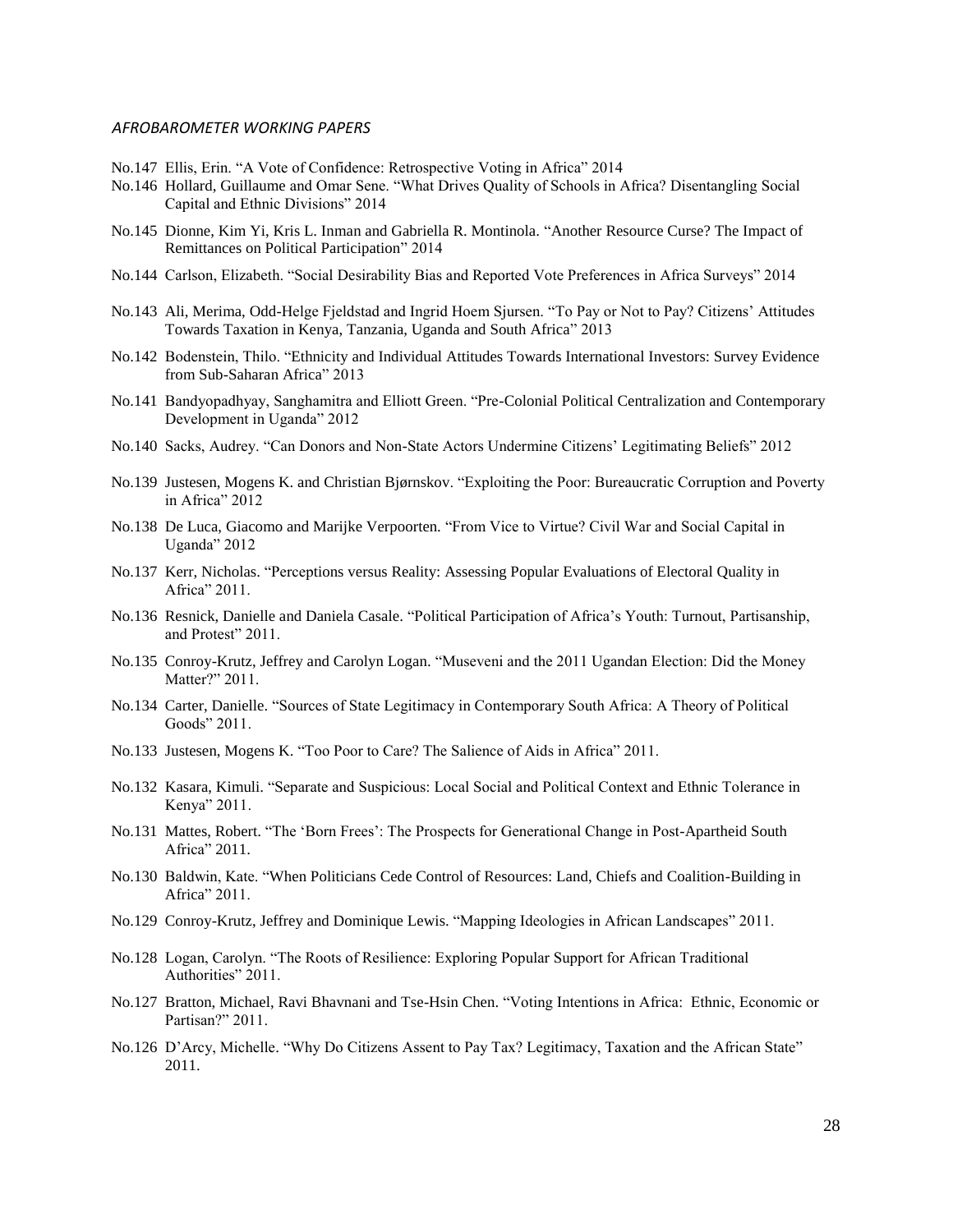*AFROBAROMETER WORKING PAPERS*

No.147 Ellis, Erin. "A Vote of Confidence: Retrospective Voting in Africa" 2014

No.146 Hollard, Guillaume and Omar Sene. "What Drives Quality of Schools in Africa? Disentangling Social Capital and Ethnic Divisions" 2014

No.145 Dionne, Kim Yi, Kris L. Inman and Gabriella R. Montinola. "Another Resource Curse? The Impact of Remittances on Political Participation" 2014

No.144 Carlson, Elizabeth. "Social Desirability Bias and Reported Vote Preferences in Africa Surveys" 2014

No.143 Ali, Merima, Odd-Helge Fjeldstad and Ingrid Hoem Sjursen. "To Pay or Not to Pay? Citizens' Attitudes Towards Taxation in Kenya, Tanzania, Uganda and South Africa" 2013

No.142 Bodenstein, Thilo. "Ethnicity and Individual Attitudes Towards International Investors: Survey Evidence from Sub-Saharan Africa" 2013

No.141 Bandyopadhyay, Sanghamitra and Elliott Green. "Pre-Colonial Political Centralization and Contemporary Development in Uganda" 2012

No.140 Sacks, Audrey. "Can Donors and Non-State Actors Undermine Citizens' Legitimating Beliefs" 2012

No.139 Justesen, Mogens K. and Christian Bjørnskov. "Exploiting the Poor: Bureaucratic Corruption and Poverty in Africa" 2012

No.138 De Luca, Giacomo and Marijke Verpoorten. "From Vice to Virtue? Civil War and Social Capital in Uganda" 2012

No.137 Kerr, Nicholas. "Perceptions versus Reality: Assessing Popular Evaluations of Electoral Quality in Africa" 2011.

No.136 Resnick, Danielle and Daniela Casale. "Political Participation of Africa's Youth: Turnout, Partisanship, and Protest" 2011.

No.135 Conroy-Krutz, Jeffrey and Carolyn Logan. "Museveni and the 2011 Ugandan Election: Did the Money Matter?" 2011.

No.134 Carter, Danielle. "Sources of State Legitimacy in Contemporary South Africa: A Theory of Political Goods" 2011.

No.133 Justesen, Mogens K. "Too Poor to Care? The Salience of Aids in Africa" 2011.

No.132 Kasara, Kimuli. "Separate and Suspicious: Local Social and Political Context and Ethnic Tolerance in Kenya" 2011.

No.131 Mattes, Robert. "The 'Born Frees': The Prospects for Generational Change in Post-Apartheid South Africa" 2011.

No.130 Baldwin, Kate. "When Politicians Cede Control of Resources: Land, Chiefs and Coalition-Building in Africa" 2011.

No.129 Conroy-Krutz, Jeffrey and Dominique Lewis. "Mapping Ideologies in African Landscapes" 2011.

No.128 Logan, Carolyn. "The Roots of Resilience: Exploring Popular Support for African Traditional Authorities" 2011.

No.127 Bratton, Michael, Ravi Bhavnani and Tse-Hsin Chen. "Voting Intentions in Africa: Ethnic, Economic or Partisan?" 2011.

No.126 D'Arcy, Michelle. "Why Do Citizens Assent to Pay Tax? Legitimacy, Taxation and the African State" 2011.